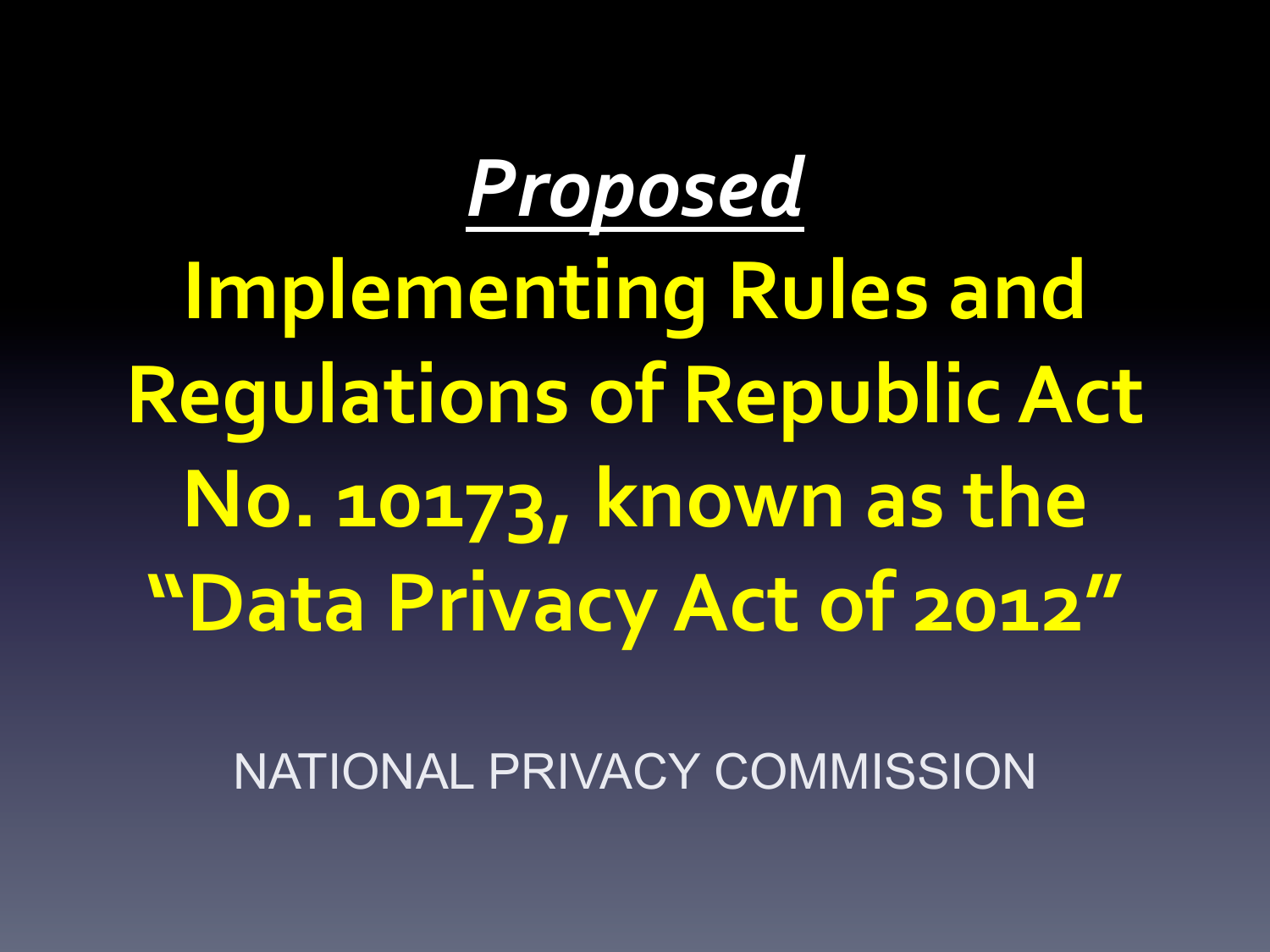# ***Proposed***

# Implementing Rules and Regulations of Republic Act No. 10173, known as the "Data Privacy Act of 2012"

NATIONAL PRIVACY COMMISSION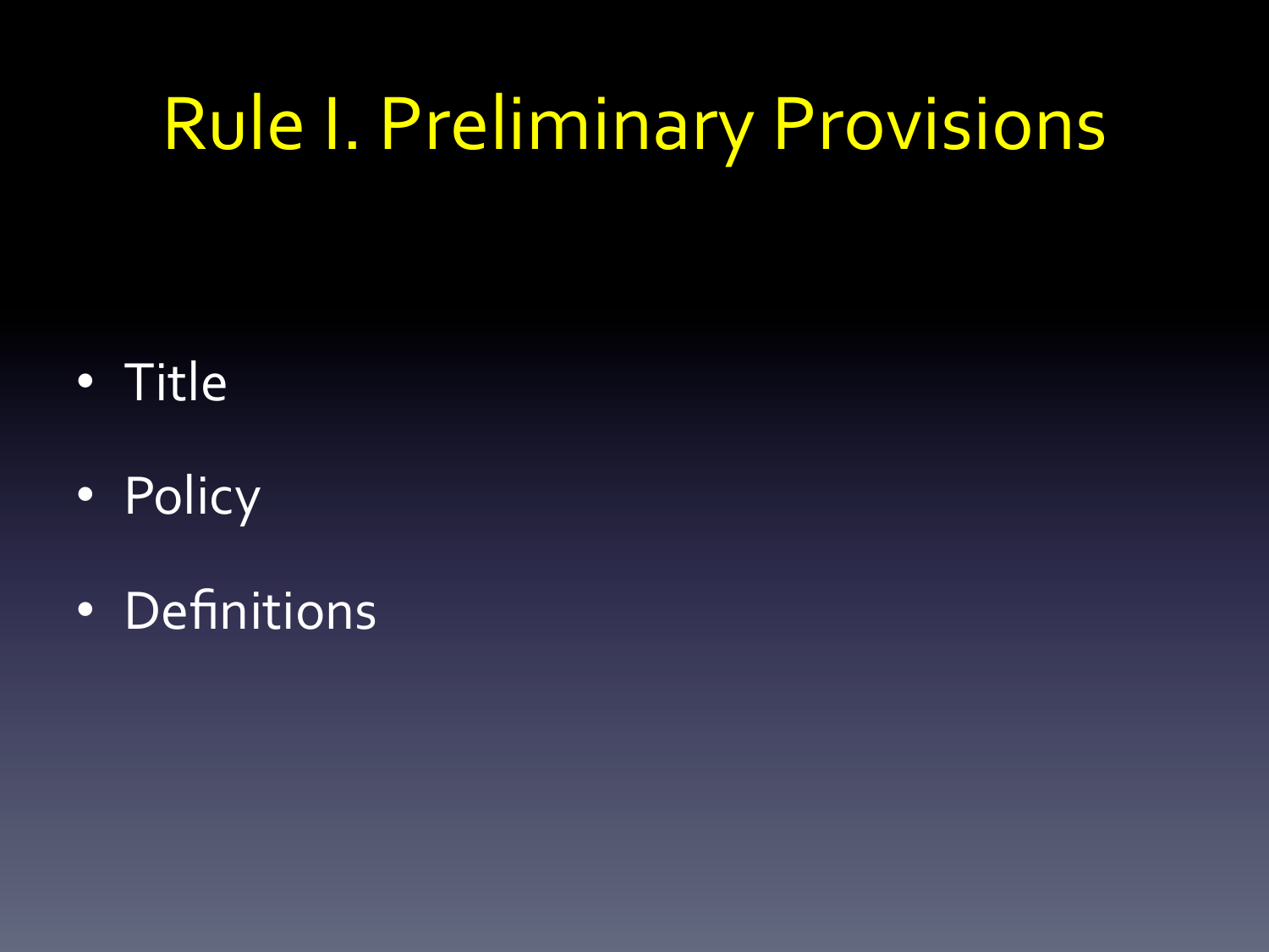# Rule I. Preliminary Provisions

- Title
- Policy
- Definitions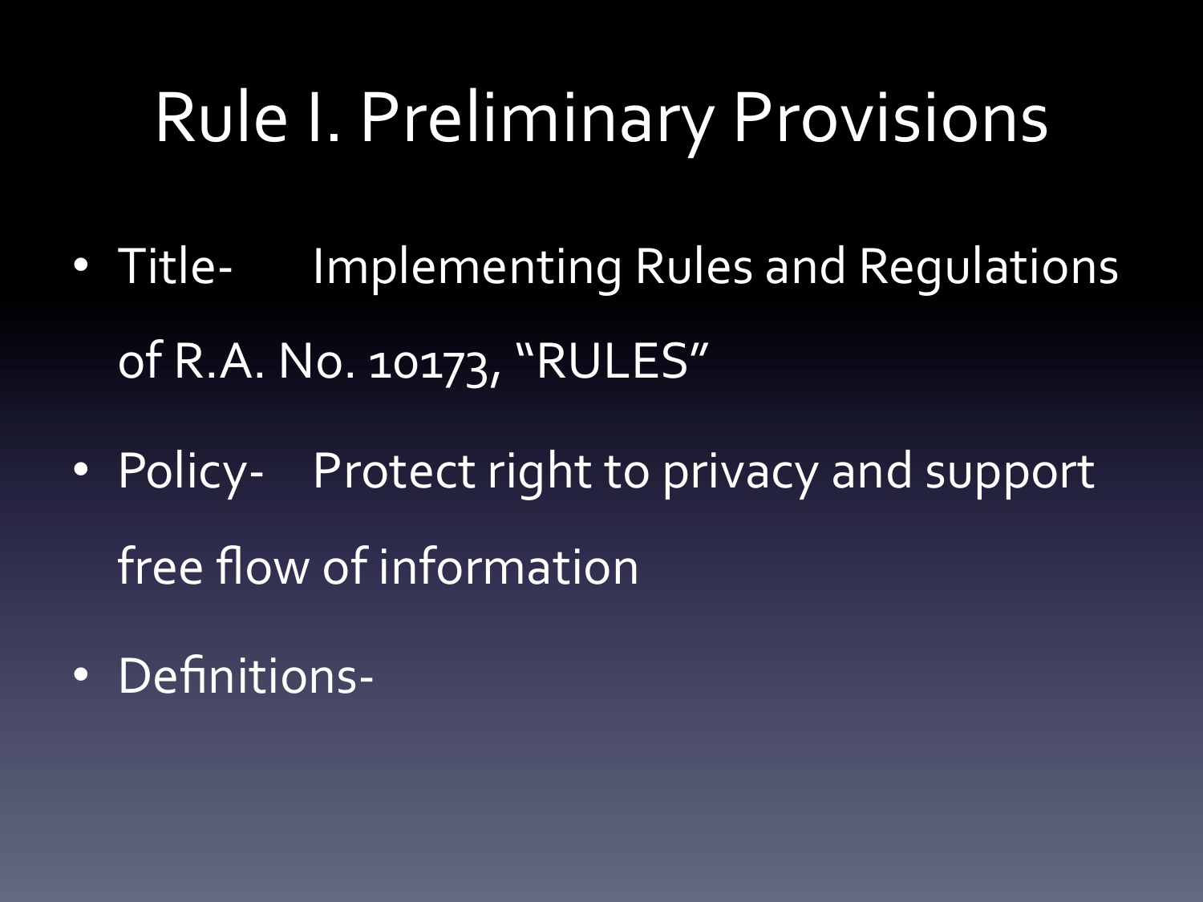# Rule I. Preliminary Provisions

- Title- Implementing Rules and Regulations of R.A. No. 10173, "RULES"
- Policy- Protect right to privacy and support free flow of information
- Definitions-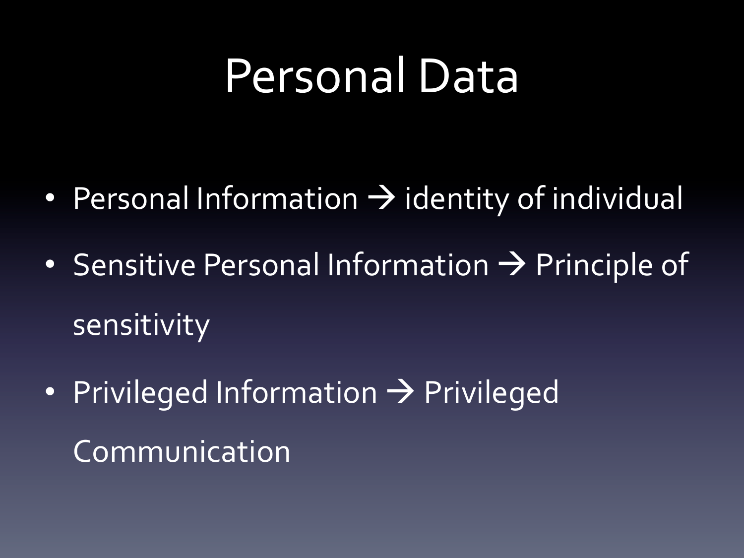# Personal Data

- Personal Information → identity of individual
- Sensitive Personal Information → Principle of sensitivity
- Privileged Information → Privileged Communication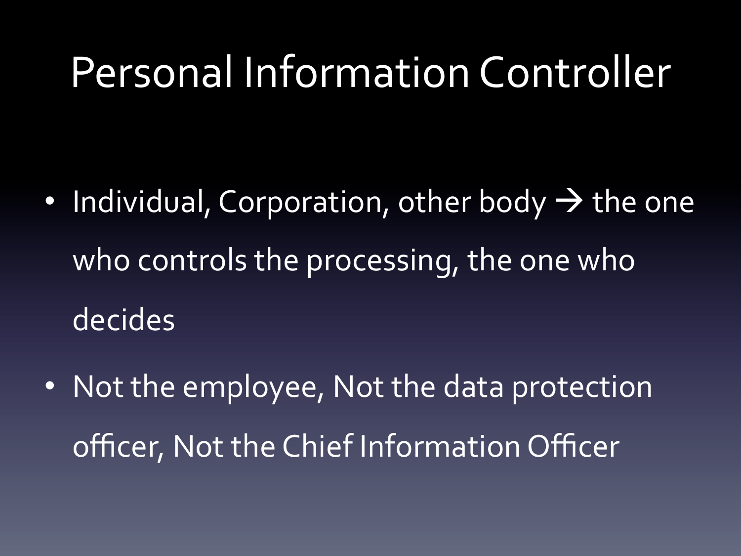# Personal Information Controller

- Individual, Corporation, other body → the one who controls the processing, the one who decides
- Not the employee, Not the data protection officer, Not the Chief Information Officer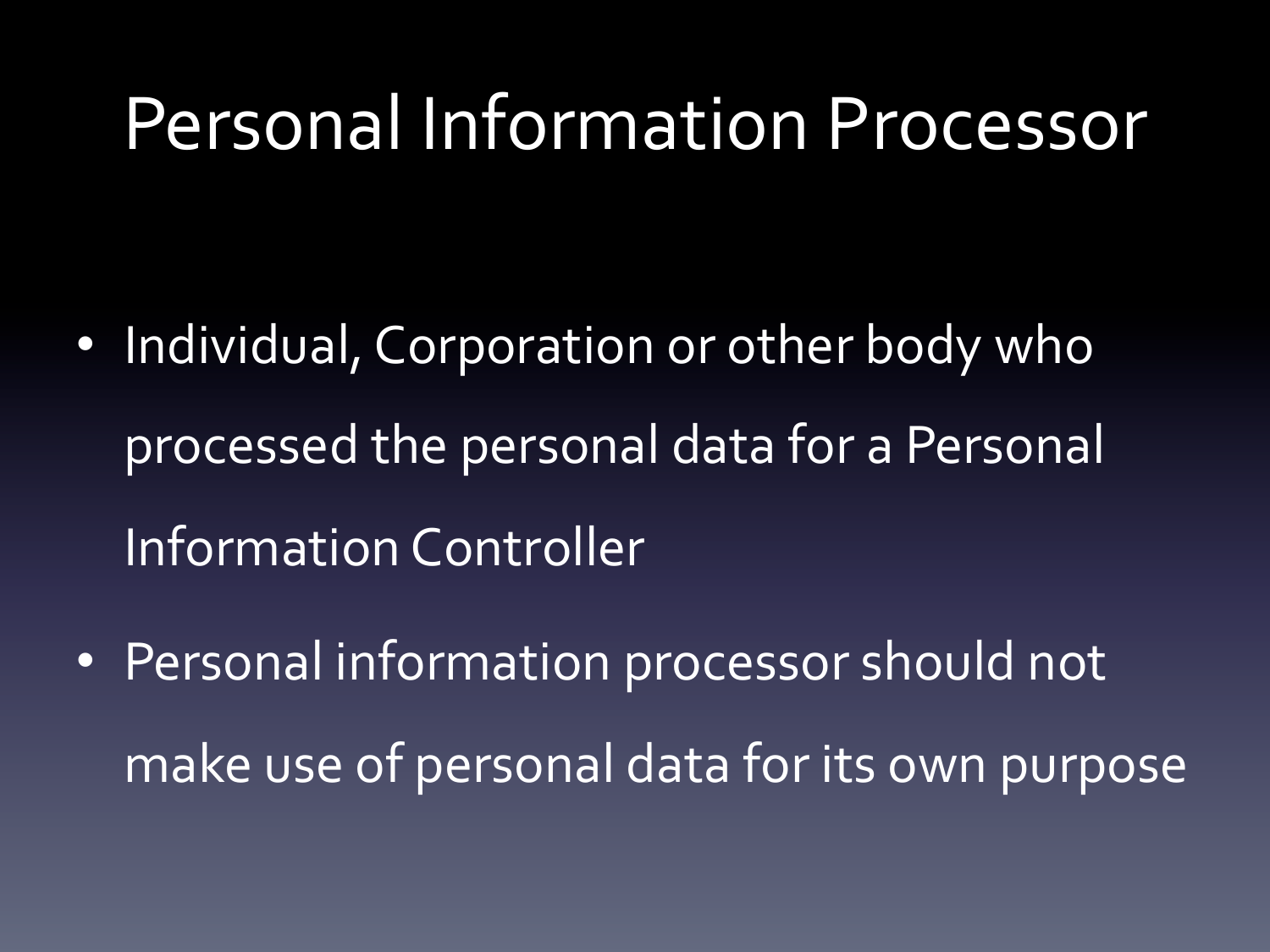# Personal Information Processor

- Individual, Corporation or other body who processed the personal data for a Personal Information Controller
- Personal information processor should not make use of personal data for its own purpose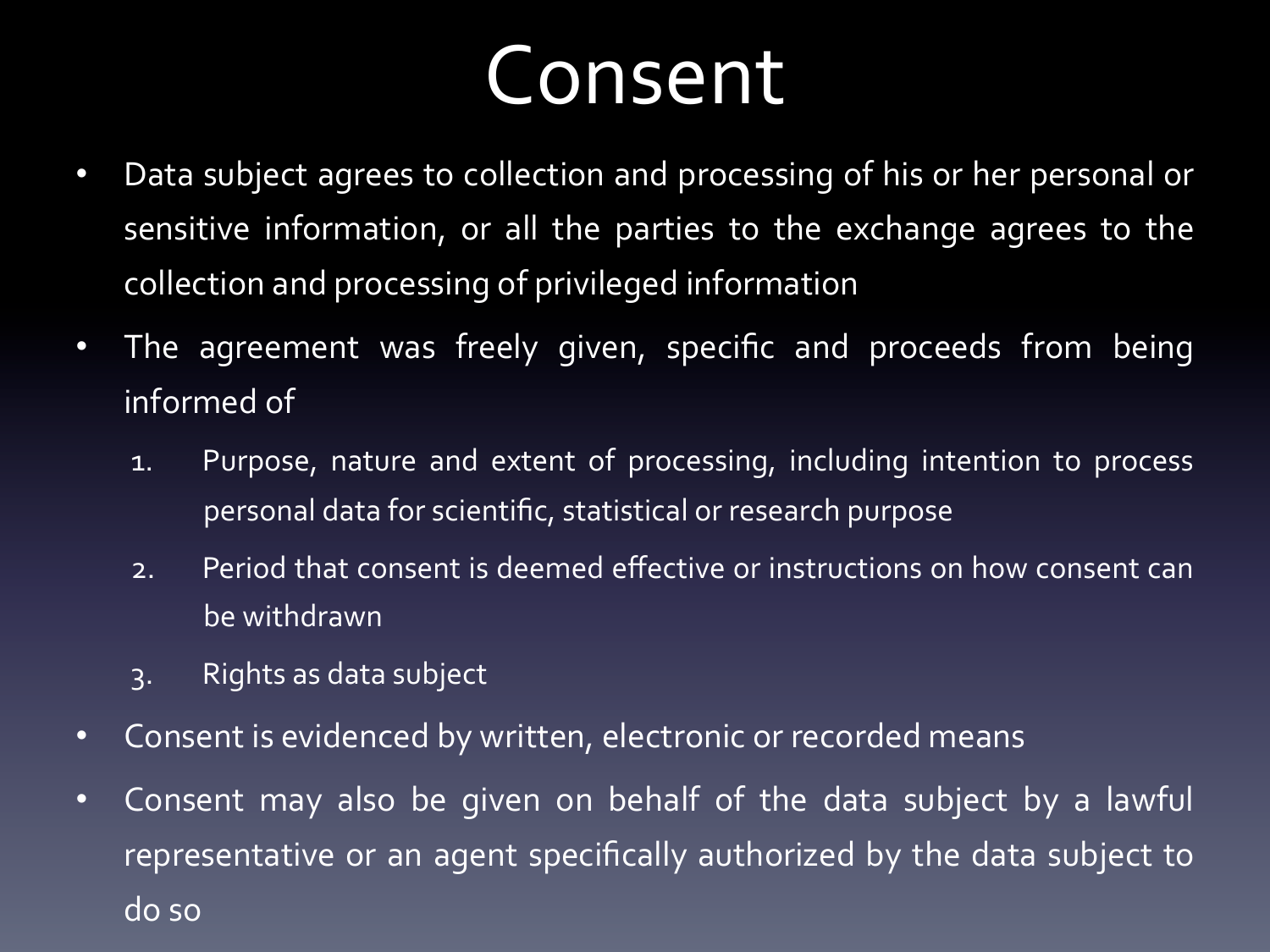# Consent

- Data subject agrees to collection and processing of his or her personal or sensitive information, or all the parties to the exchange agrees to the collection and processing of privileged information
- The agreement was freely given, specific and proceeds from being informed of
  1. Purpose, nature and extent of processing, including intention to process personal data for scientific, statistical or research purpose
  2. Period that consent is deemed effective or instructions on how consent can be withdrawn
  3. Rights as data subject
- Consent is evidenced by written, electronic or recorded means
- Consent may also be given on behalf of the data subject by a lawful representative or an agent specifically authorized by the data subject to do so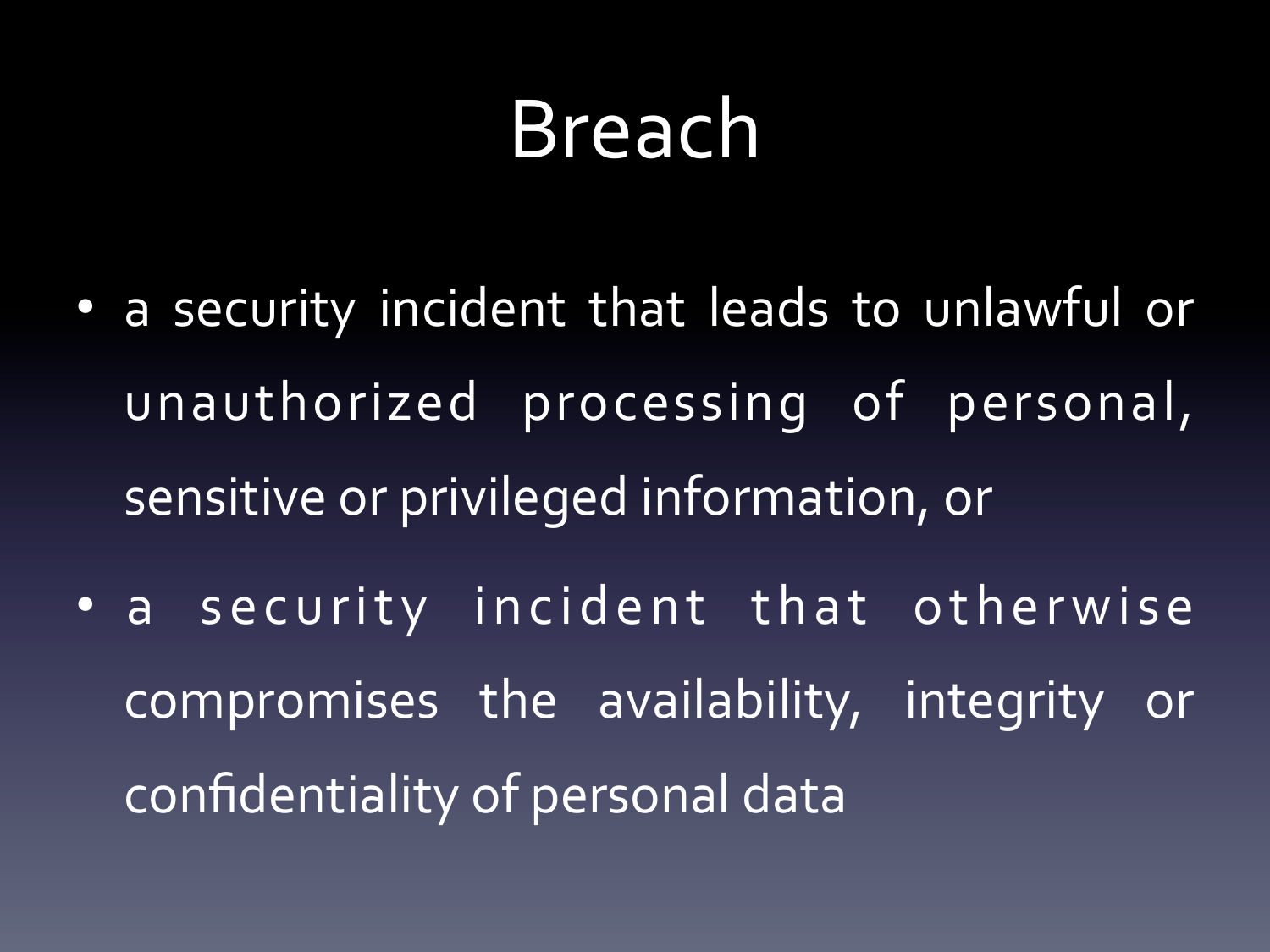# Breach

- a security incident that leads to unlawful or unauthorized processing of personal, sensitive or privileged information, or
- a security incident that otherwise compromises the availability, integrity or confidentiality of personal data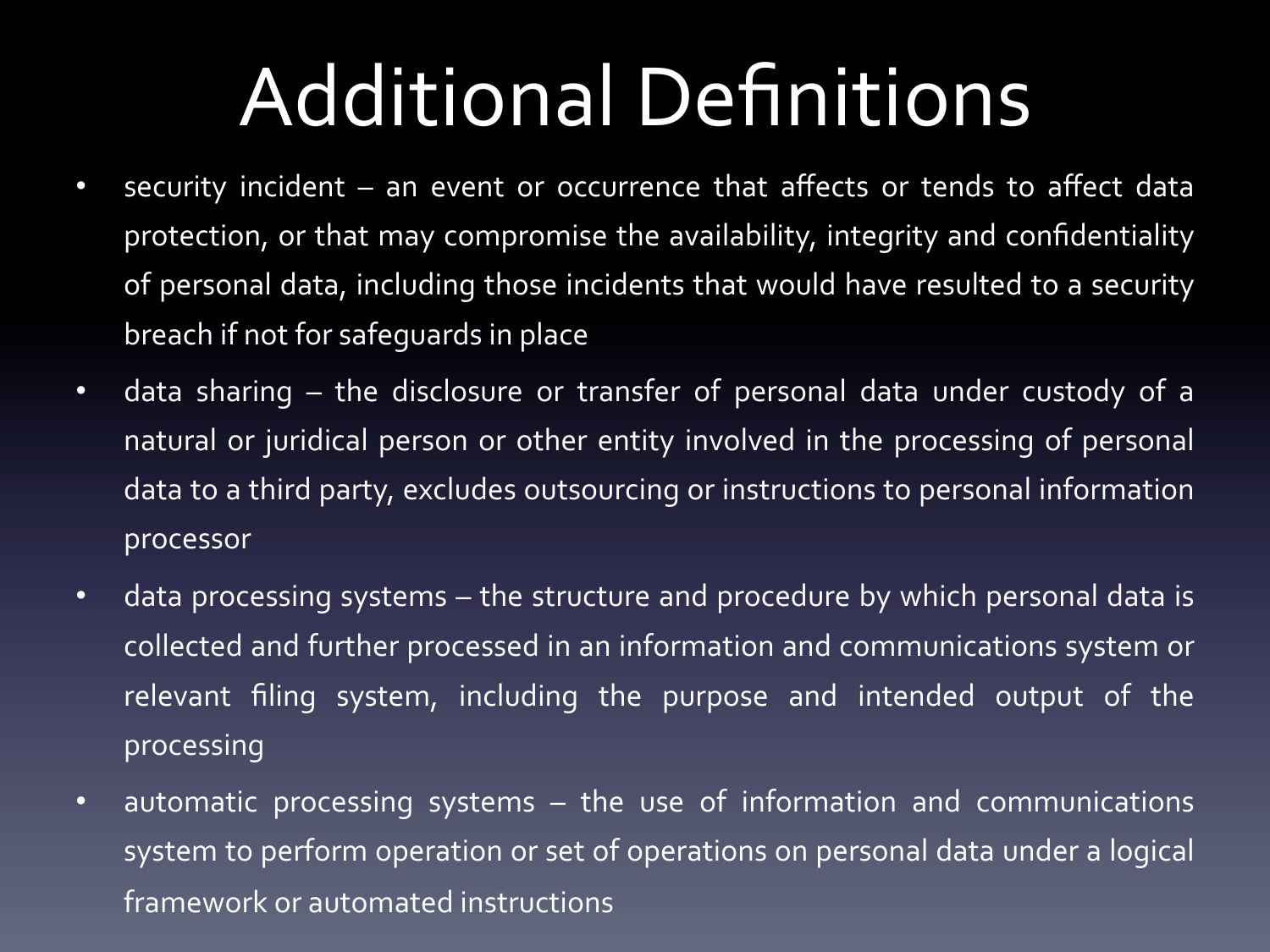# Additional Definitions

- security incident – an event or occurrence that affects or tends to affect data protection, or that may compromise the availability, integrity and confidentiality of personal data, including those incidents that would have resulted to a security breach if not for safeguards in place
- data sharing – the disclosure or transfer of personal data under custody of a natural or juridical person or other entity involved in the processing of personal data to a third party, excludes outsourcing or instructions to personal information processor
- data processing systems – the structure and procedure by which personal data is collected and further processed in an information and communications system or relevant filing system, including the purpose and intended output of the processing
- automatic processing systems – the use of information and communications system to perform operation or set of operations on personal data under a logical framework or automated instructions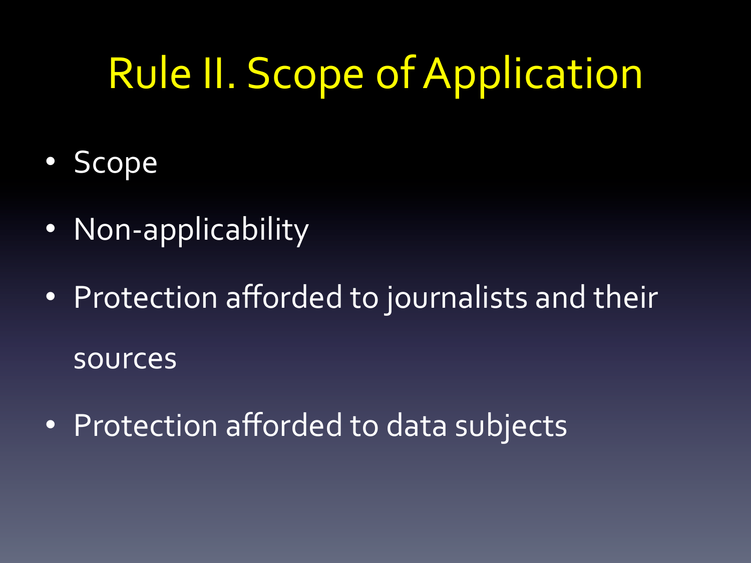# Rule II. Scope of Application

- Scope
- Non-applicability
- Protection afforded to journalists and their sources
- Protection afforded to data subjects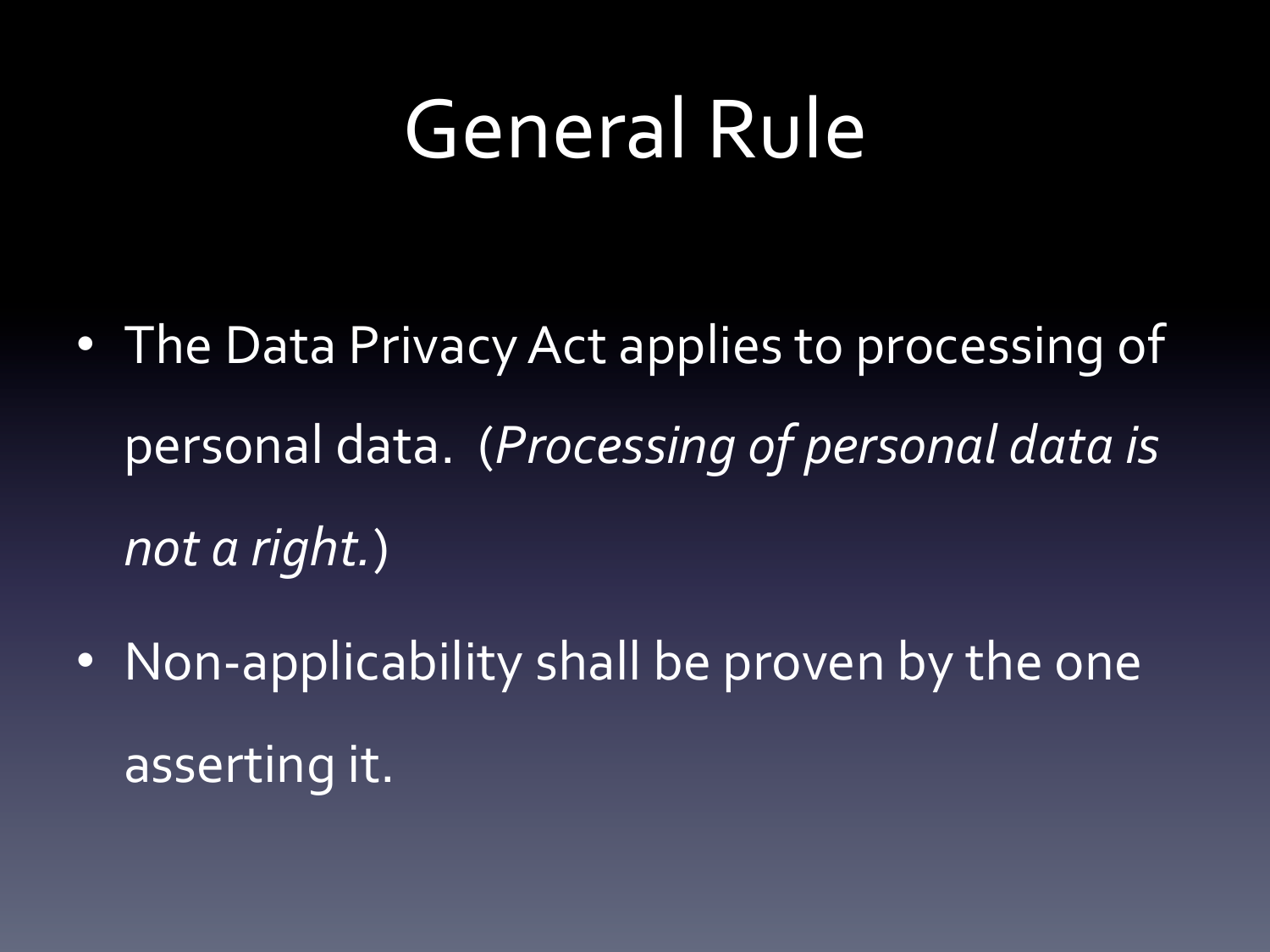# General Rule

- The Data Privacy Act applies to processing of personal data. (*Processing of personal data is not a right.*)
- Non-applicability shall be proven by the one asserting it.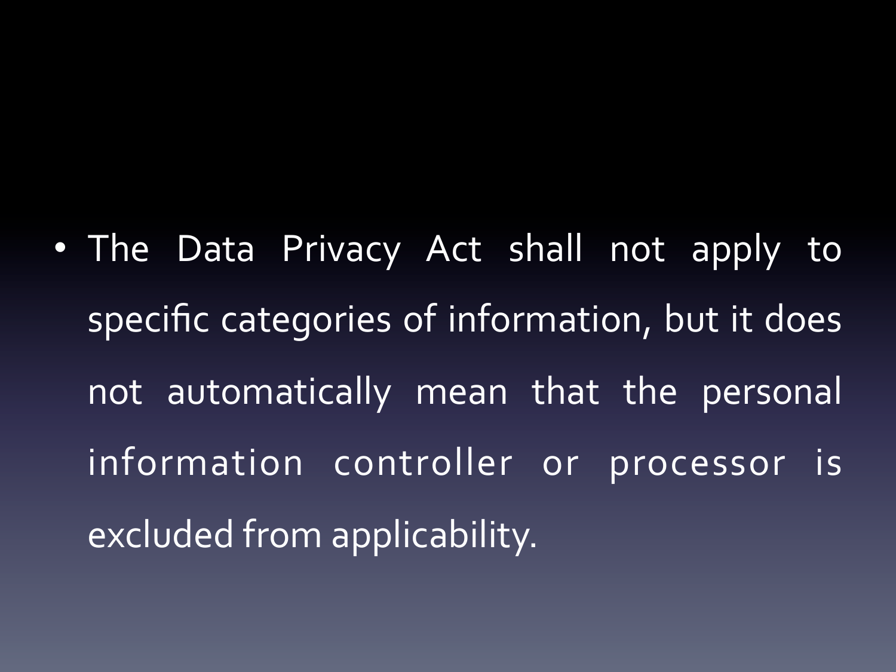- The Data Privacy Act shall not apply to specific categories of information, but it does not automatically mean that the personal information controller or processor is excluded from applicability.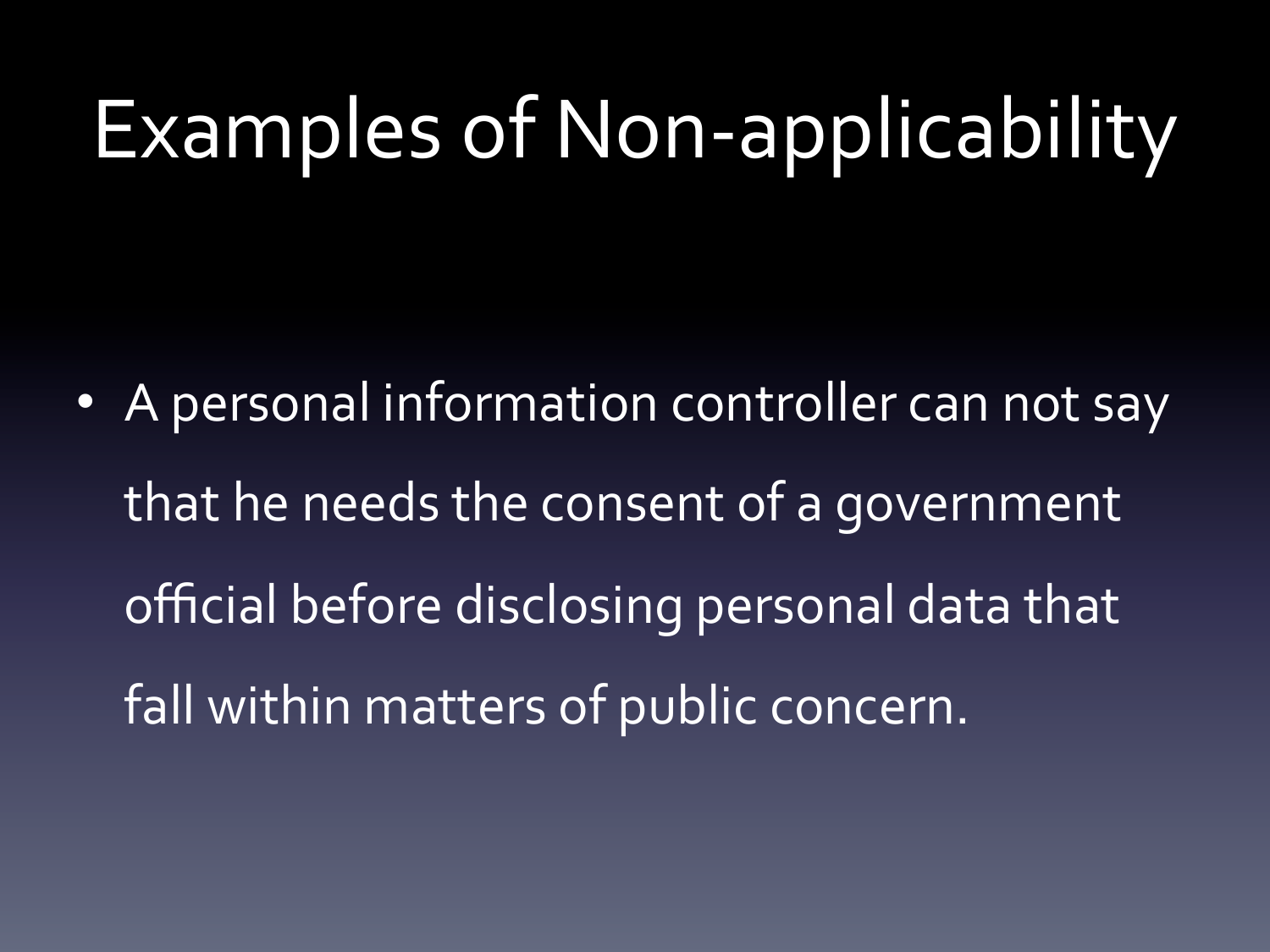# Examples of Non-applicability

- A personal information controller can not say that he needs the consent of a government official before disclosing personal data that fall within matters of public concern.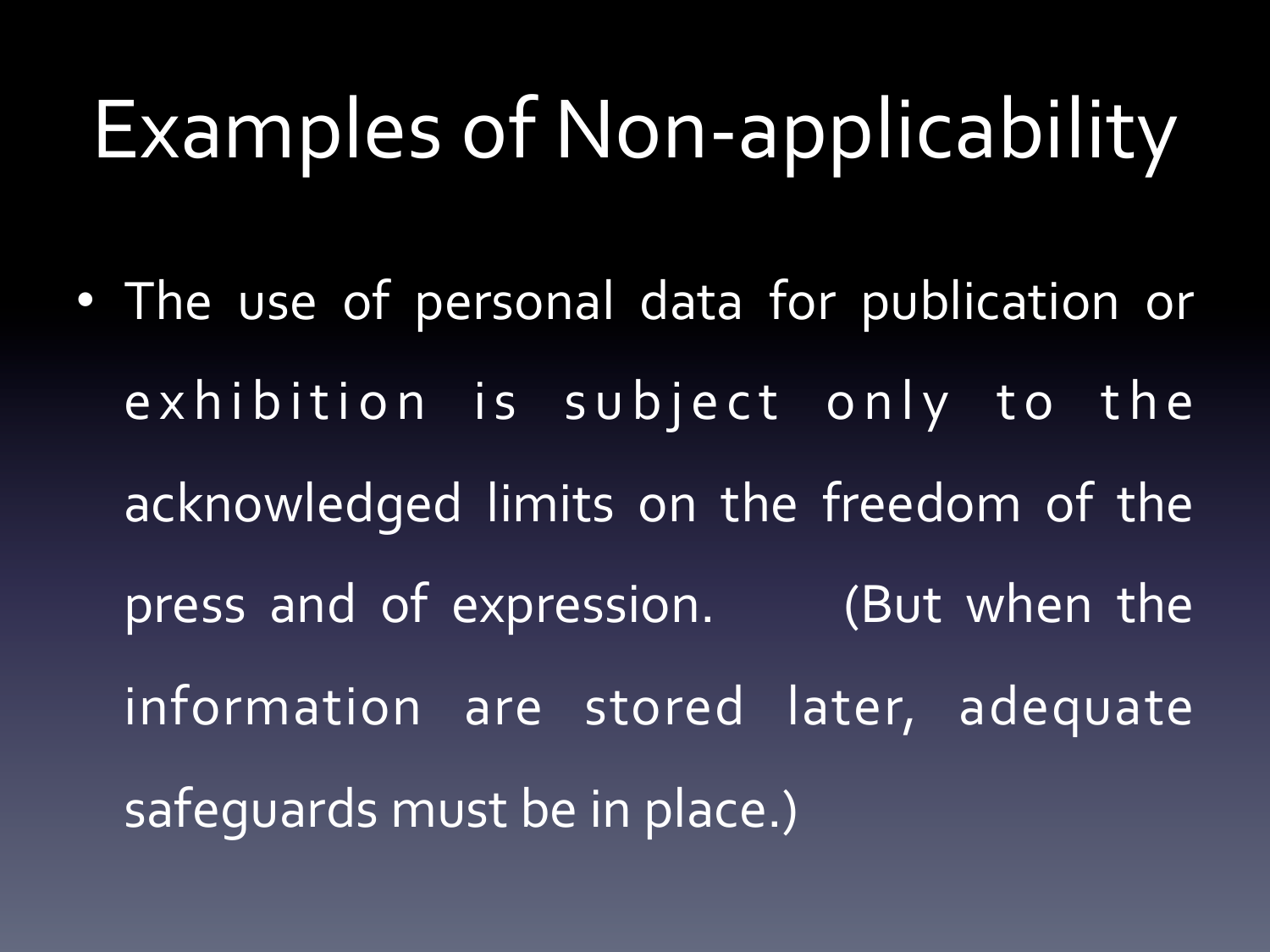# Examples of Non-applicability

- The use of personal data for publication or exhibition is subject only to the acknowledged limits on the freedom of the press and of expression. (But when the information are stored later, adequate safeguards must be in place.)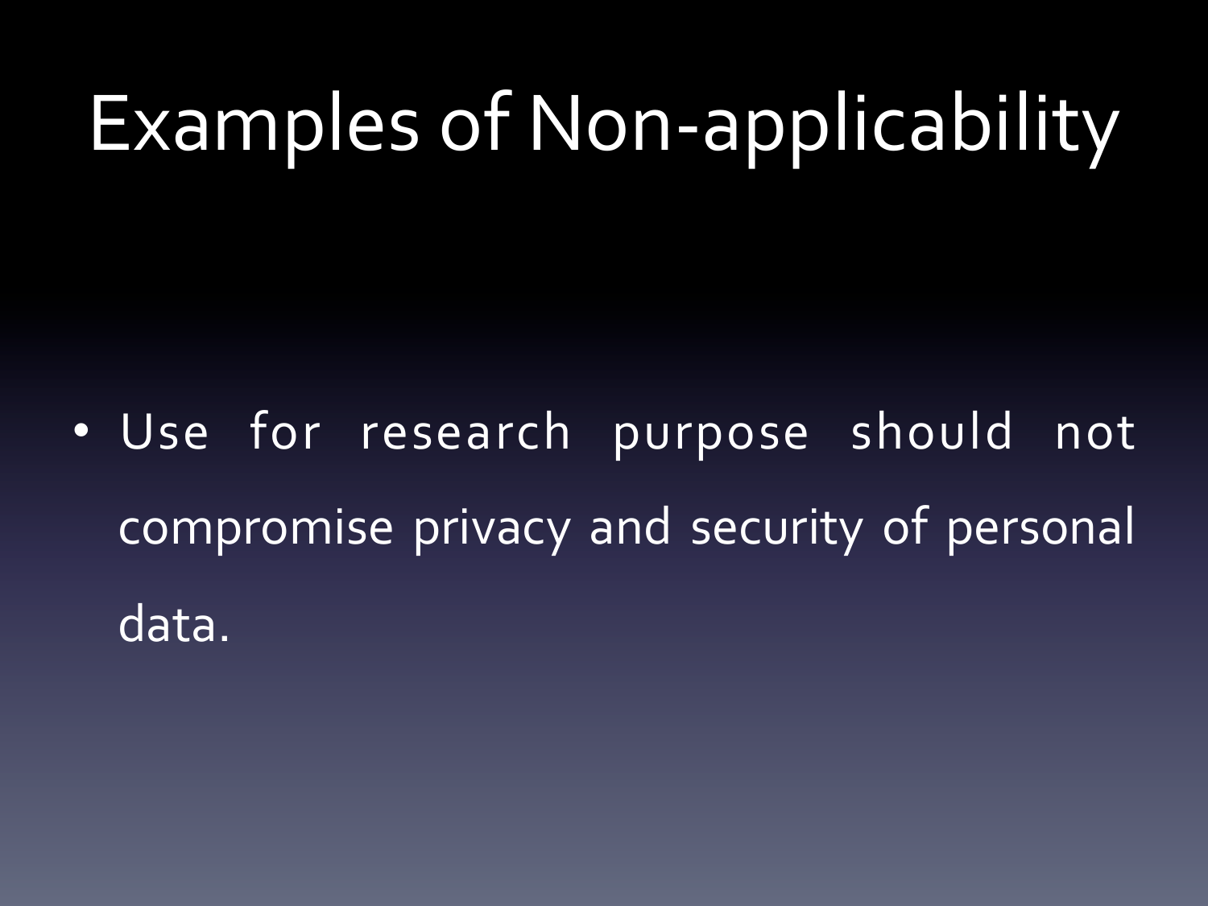# Examples of Non-applicability

- Use for research purpose should not compromise privacy and security of personal data.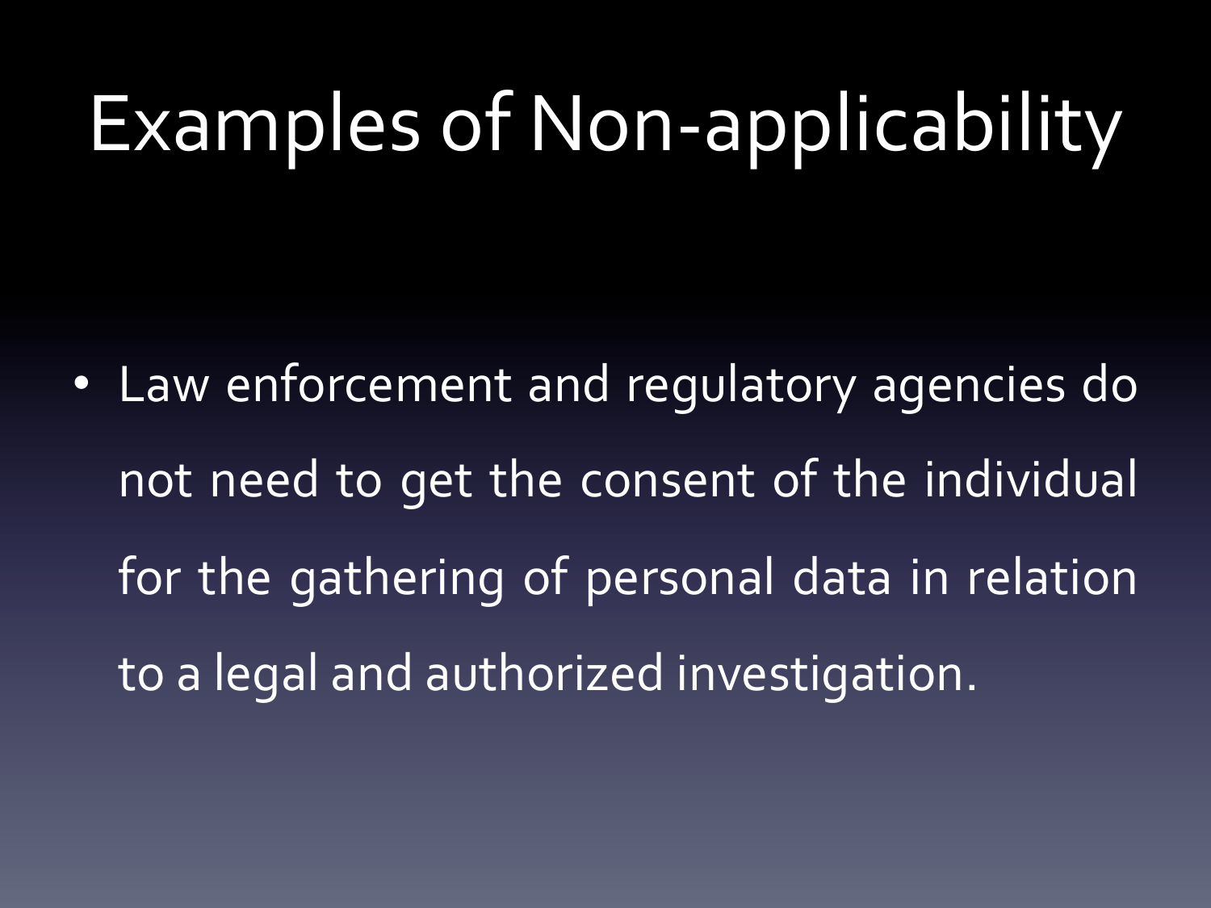# Examples of Non-applicability

- Law enforcement and regulatory agencies do not need to get the consent of the individual for the gathering of personal data in relation to a legal and authorized investigation.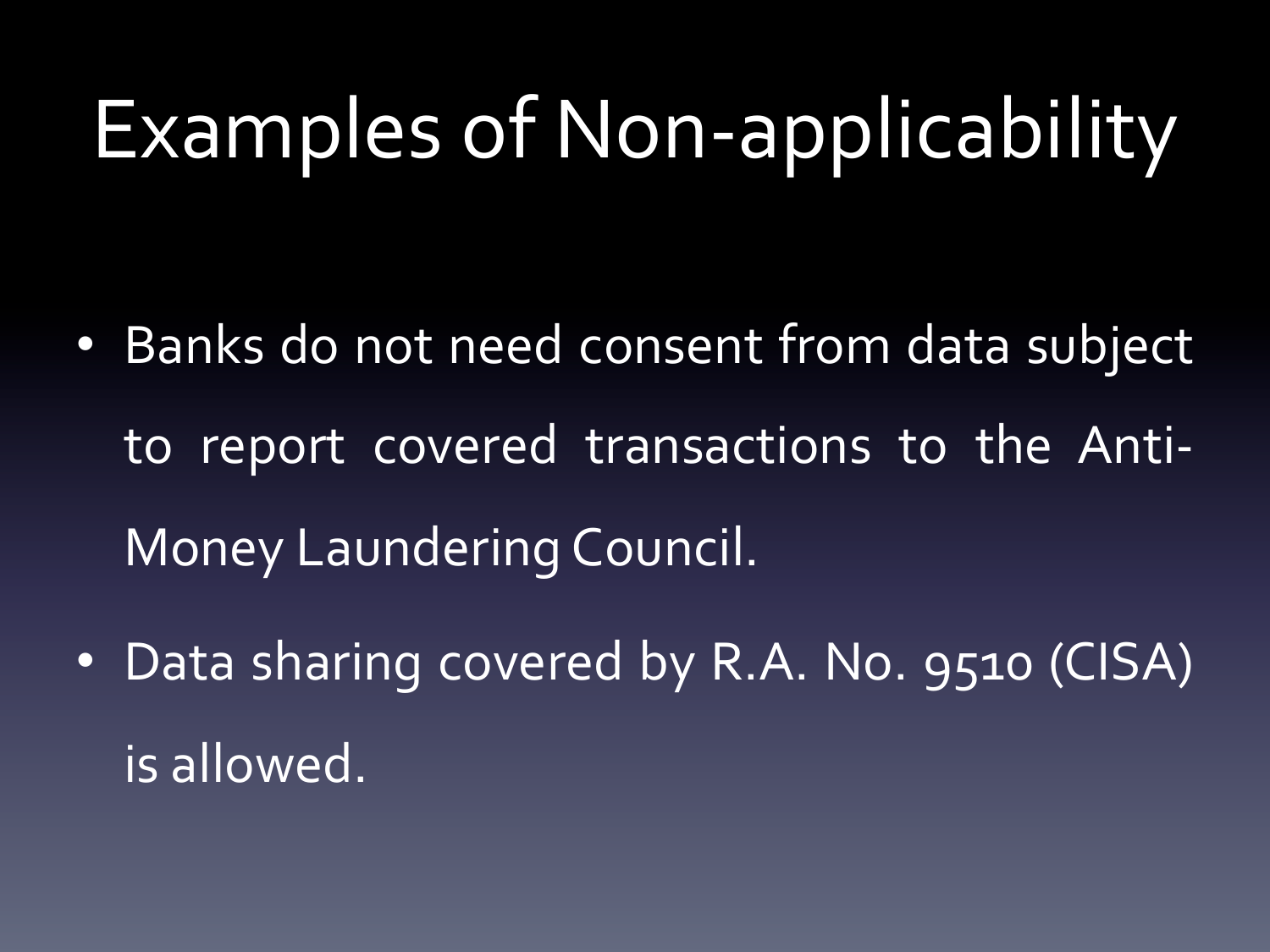# Examples of Non-applicability

- Banks do not need consent from data subject to report covered transactions to the Anti-Money Laundering Council.
- Data sharing covered by R.A. No. 9510 (CISA) is allowed.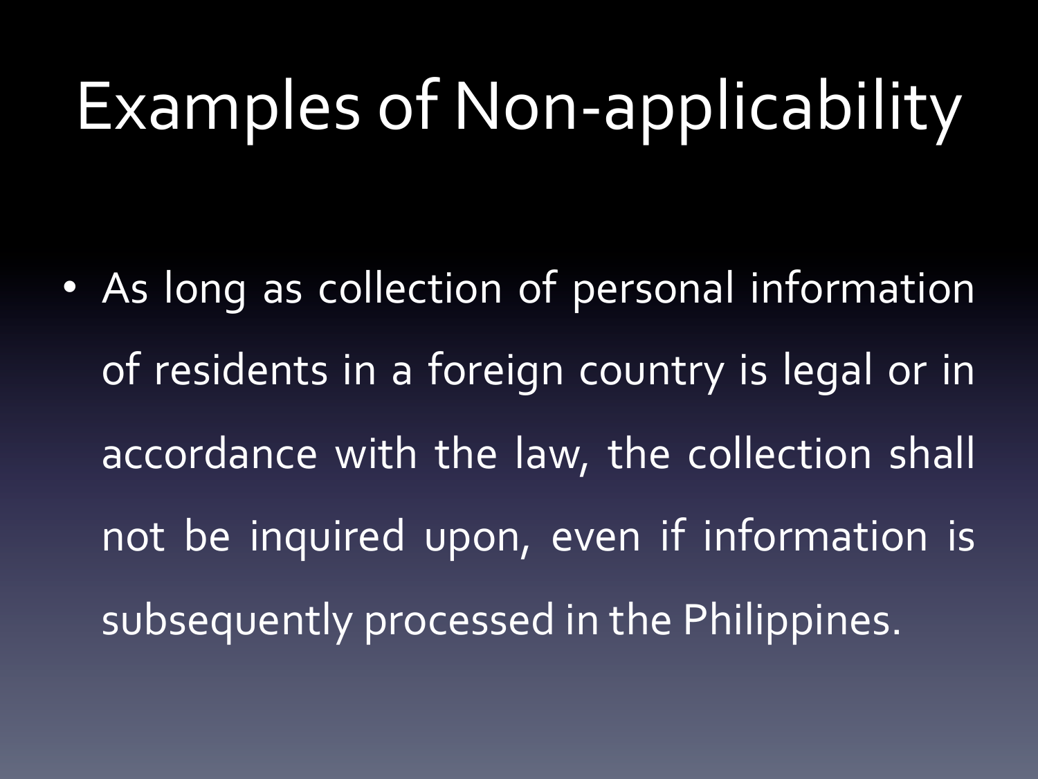# Examples of Non-applicability

- As long as collection of personal information of residents in a foreign country is legal or in accordance with the law, the collection shall not be inquired upon, even if information is subsequently processed in the Philippines.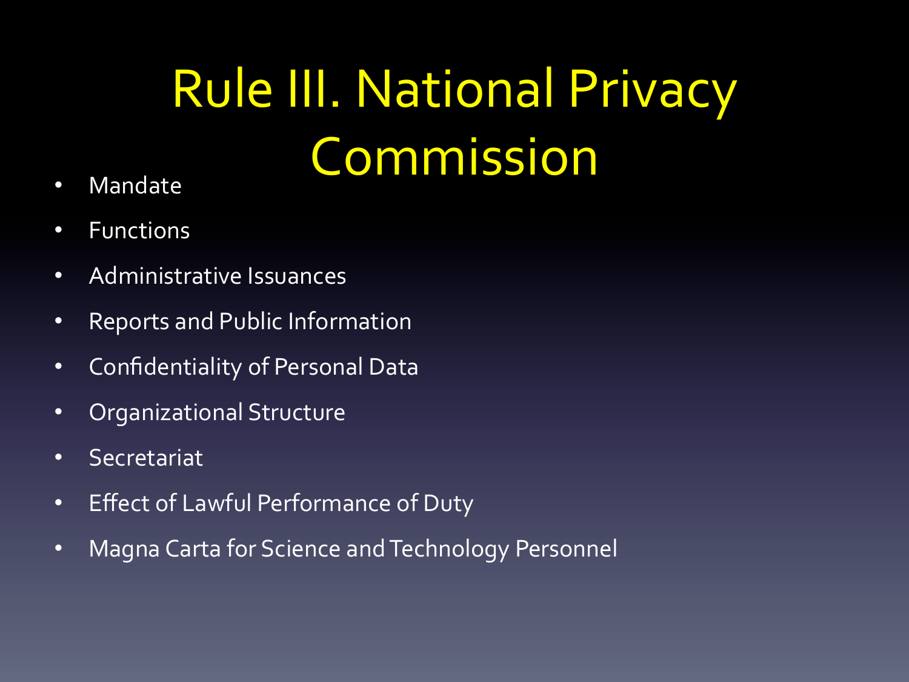# Rule III. National Privacy Commission

- Mandate
- Functions
- Administrative Issuances
- Reports and Public Information
- Confidentiality of Personal Data
- Organizational Structure
- Secretariat
- Effect of Lawful Performance of Duty
- Magna Carta for Science and Technology Personnel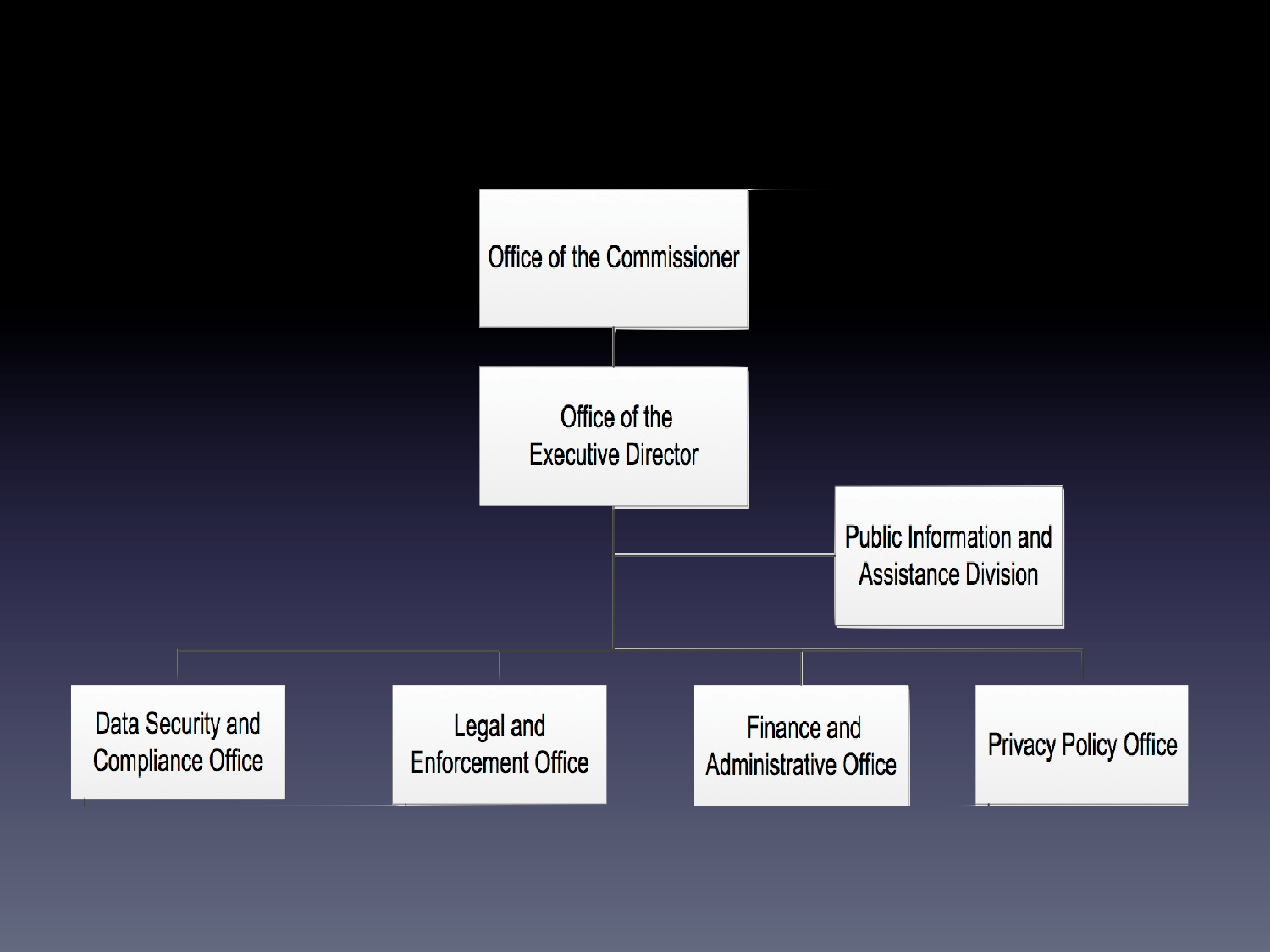- Office of the Commissioner
  - Office of the Executive Director
    - Public Information and Assistance Division
    - Data Security and Compliance Office
    - Legal and Enforcement Office
    - Finance and Administrative Office
    - Privacy Policy Office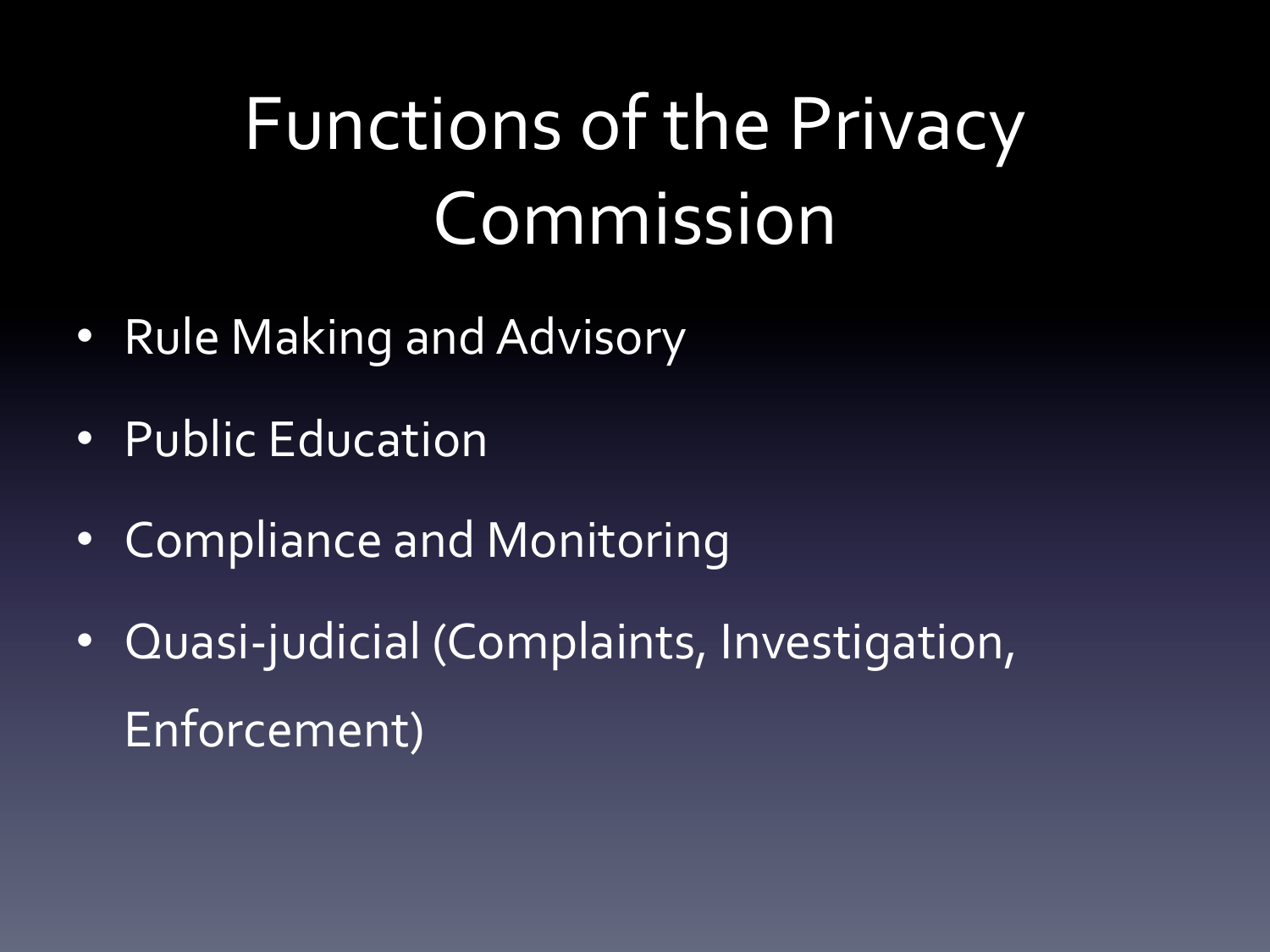# Functions of the Privacy Commission

- Rule Making and Advisory
- Public Education
- Compliance and Monitoring
- Quasi-judicial (Complaints, Investigation, Enforcement)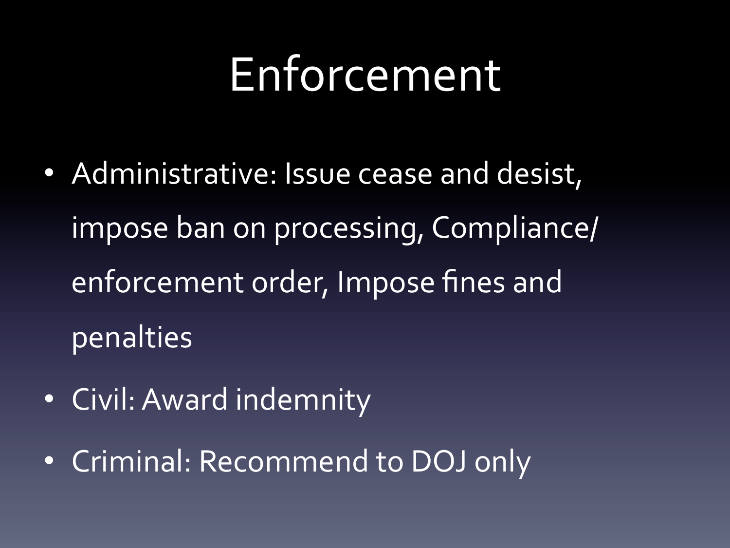# Enforcement

- Administrative: Issue cease and desist, impose ban on processing, Compliance/ enforcement order, Impose fines and penalties
- Civil: Award indemnity
- Criminal: Recommend to DOJ only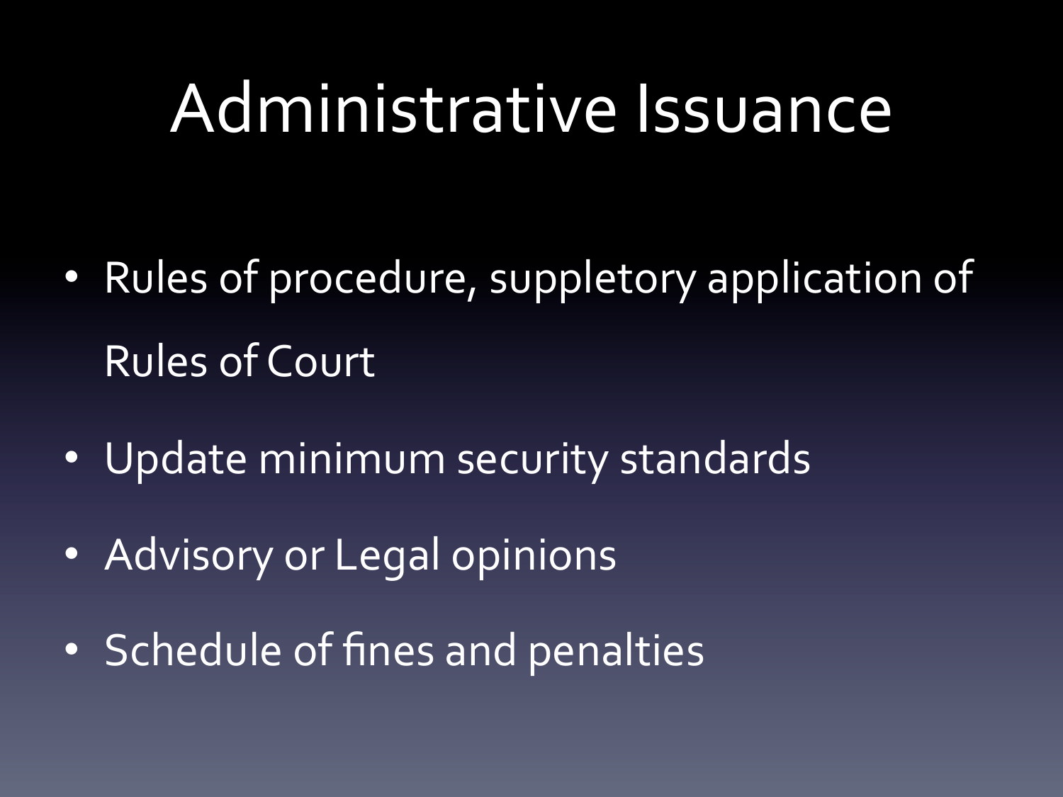# Administrative Issuance

- Rules of procedure, suppletory application of Rules of Court
- Update minimum security standards
- Advisory or Legal opinions
- Schedule of fines and penalties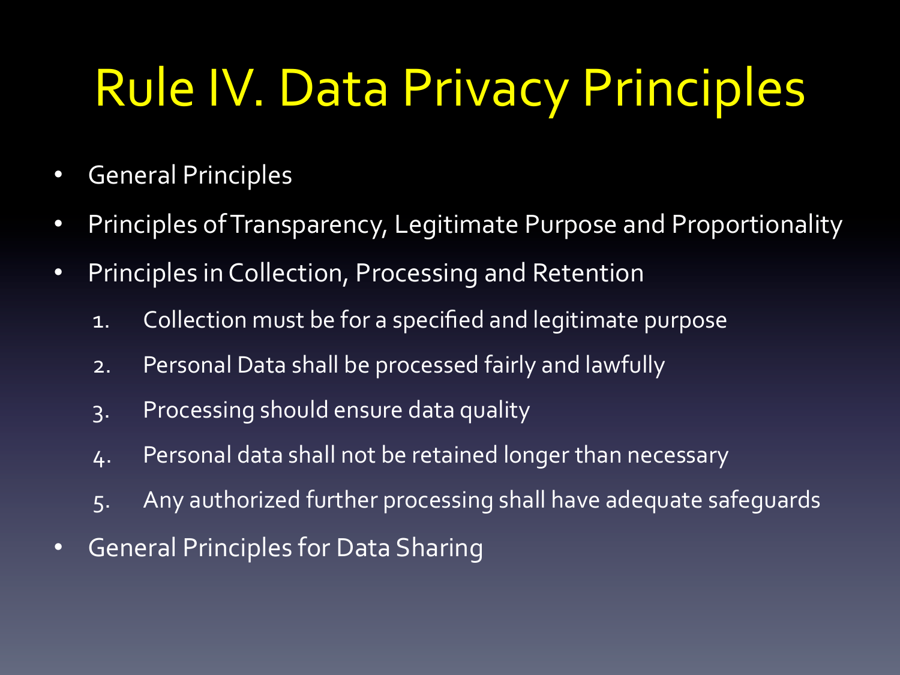# Rule IV. Data Privacy Principles

- General Principles
- Principles of Transparency, Legitimate Purpose and Proportionality
- Principles in Collection, Processing and Retention
    1. Collection must be for a specified and legitimate purpose
    2. Personal Data shall be processed fairly and lawfully
    3. Processing should ensure data quality
    4. Personal data shall not be retained longer than necessary
    5. Any authorized further processing shall have adequate safeguards
- General Principles for Data Sharing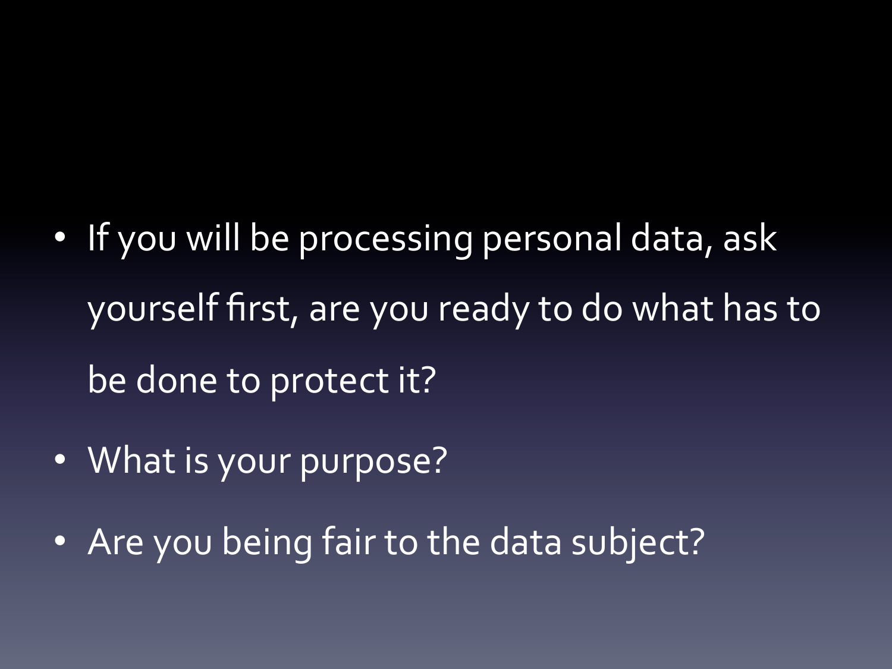- If you will be processing personal data, ask yourself first, are you ready to do what has to be done to protect it?
- What is your purpose?
- Are you being fair to the data subject?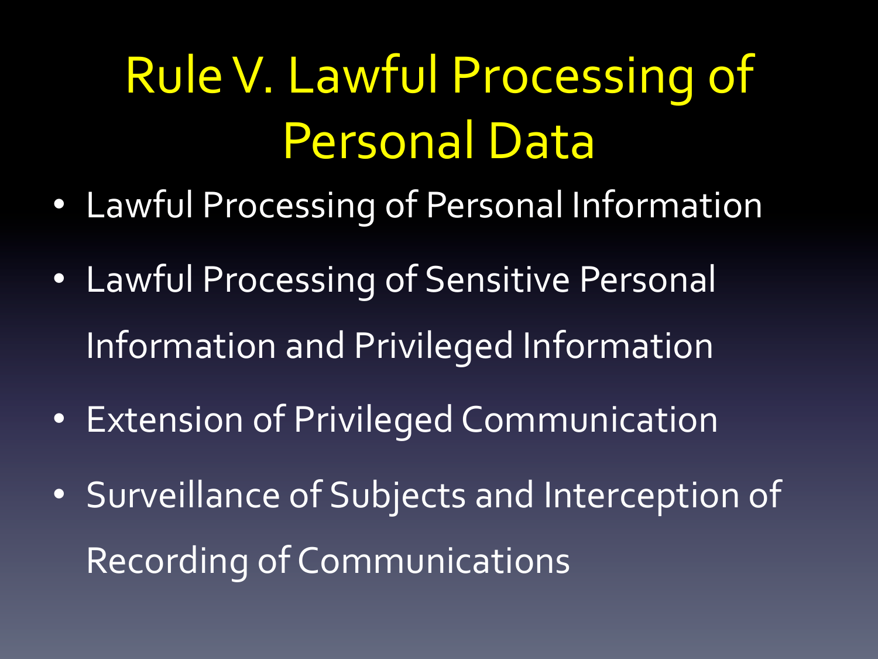# Rule V. Lawful Processing of Personal Data

- Lawful Processing of Personal Information
- Lawful Processing of Sensitive Personal Information and Privileged Information
- Extension of Privileged Communication
- Surveillance of Subjects and Interception of Recording of Communications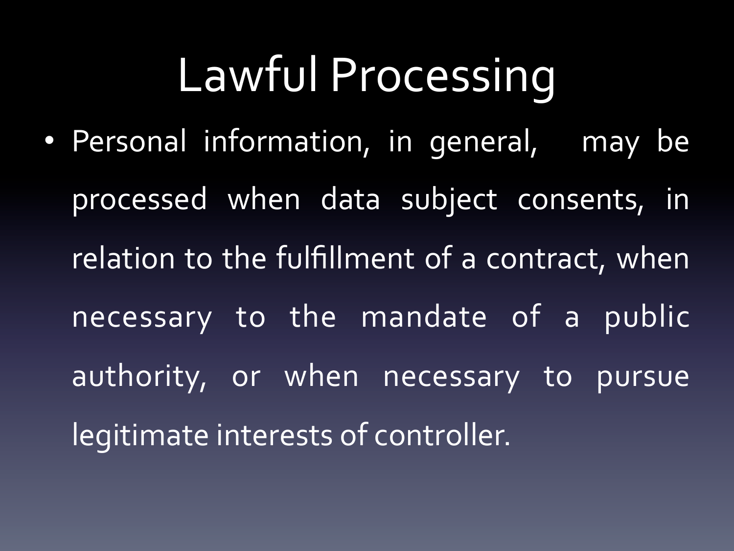# Lawful Processing

- Personal information, in general, may be processed when data subject consents, in relation to the fulfillment of a contract, when necessary to the mandate of a public authority, or when necessary to pursue legitimate interests of controller.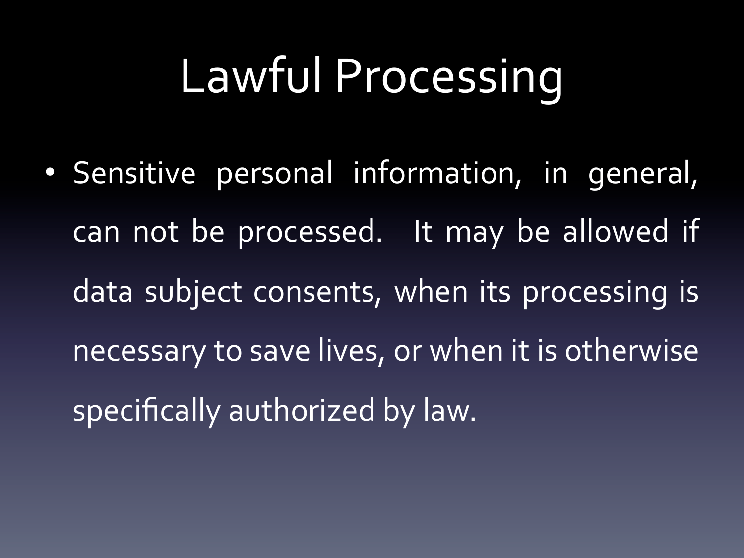# Lawful Processing

- Sensitive personal information, in general, can not be processed. It may be allowed if data subject consents, when its processing is necessary to save lives, or when it is otherwise specifically authorized by law.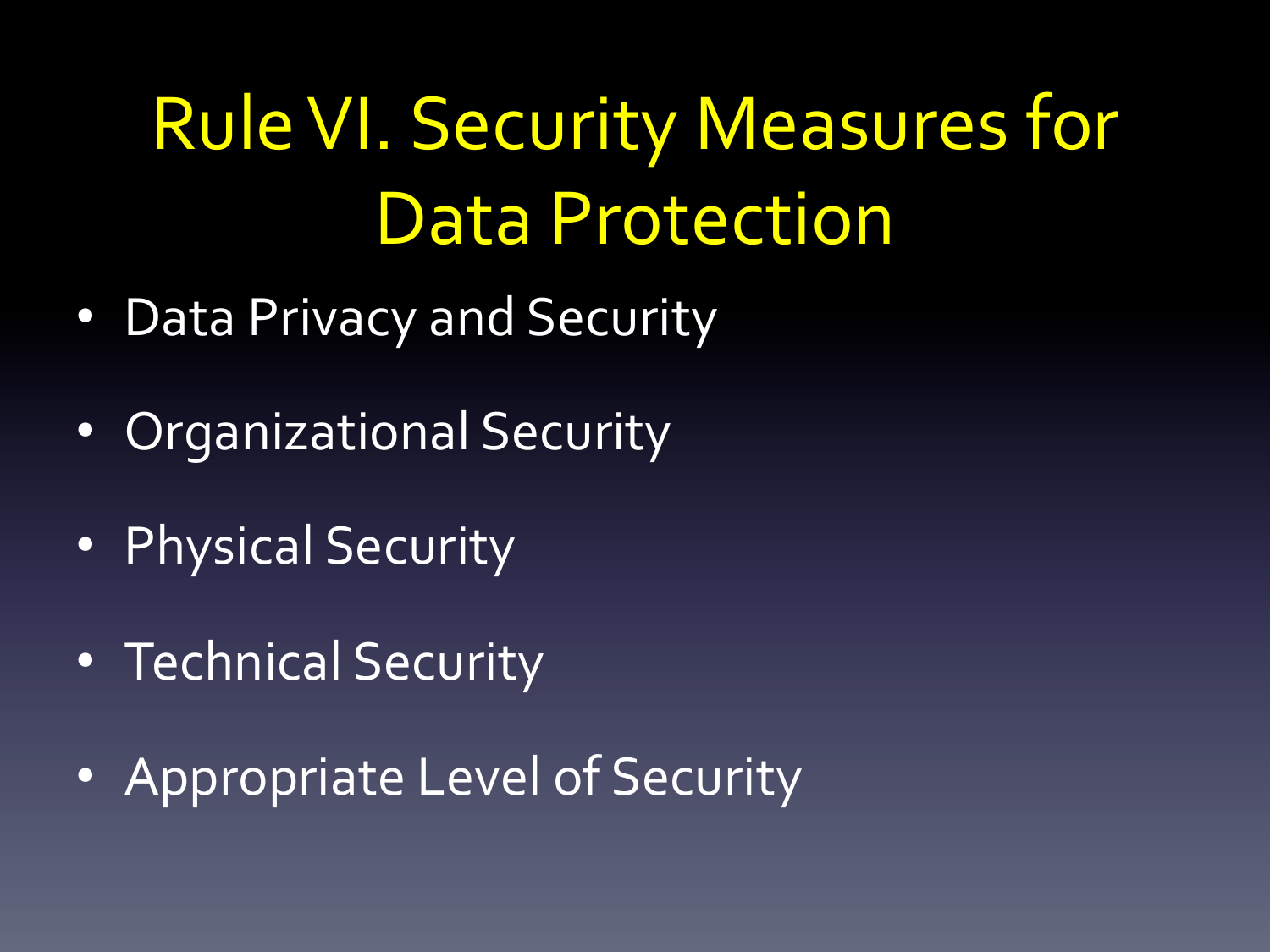# Rule VI. Security Measures for Data Protection

- Data Privacy and Security
- Organizational Security
- Physical Security
- Technical Security
- Appropriate Level of Security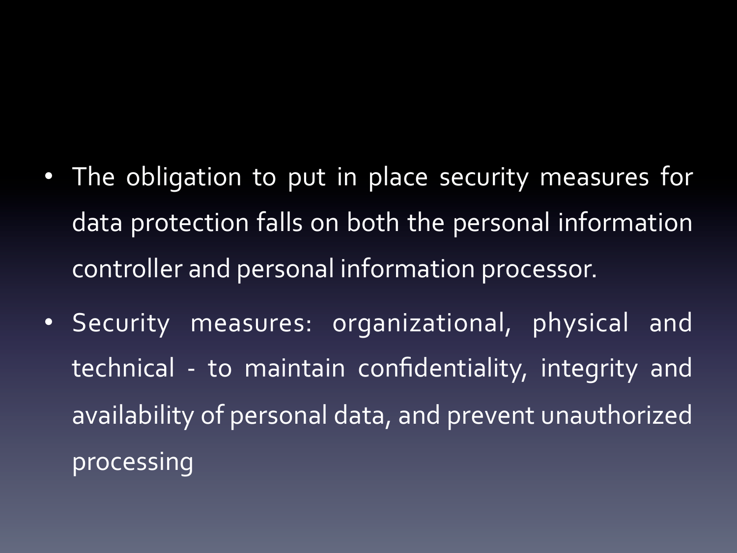- The obligation to put in place security measures for data protection falls on both the personal information controller and personal information processor.
- Security measures: organizational, physical and technical - to maintain confidentiality, integrity and availability of personal data, and prevent unauthorized processing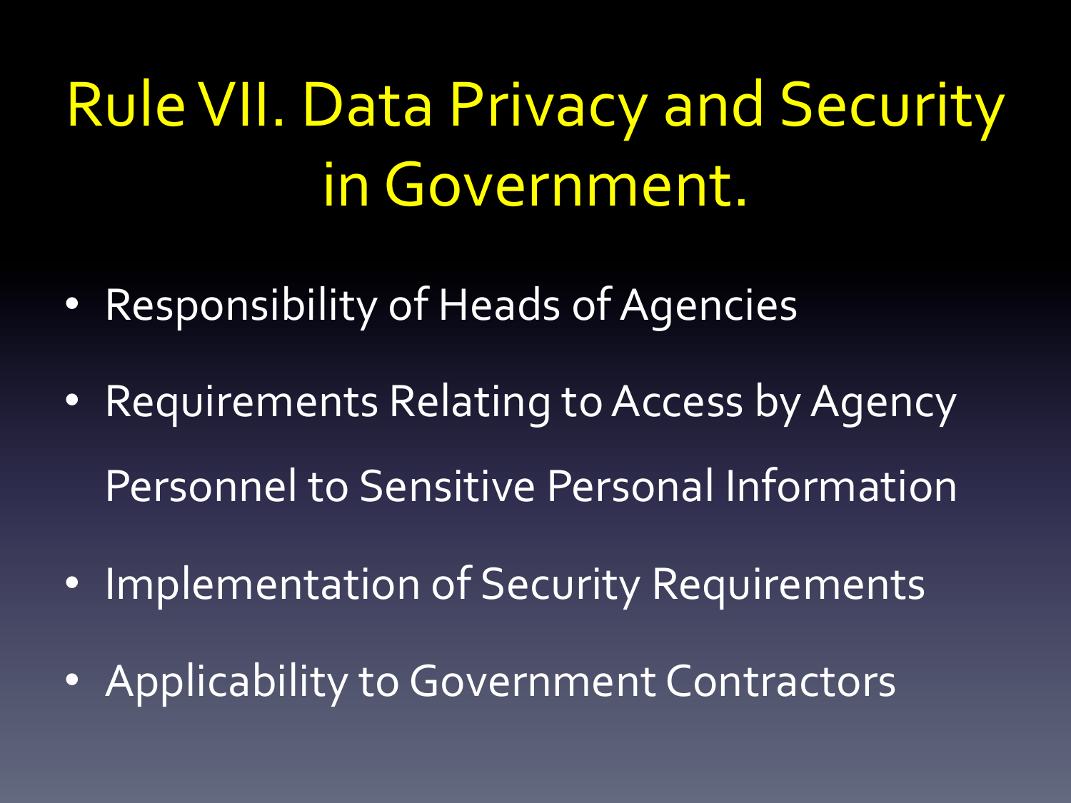# Rule VII. Data Privacy and Security in Government.

- Responsibility of Heads of Agencies
- Requirements Relating to Access by Agency Personnel to Sensitive Personal Information
- Implementation of Security Requirements
- Applicability to Government Contractors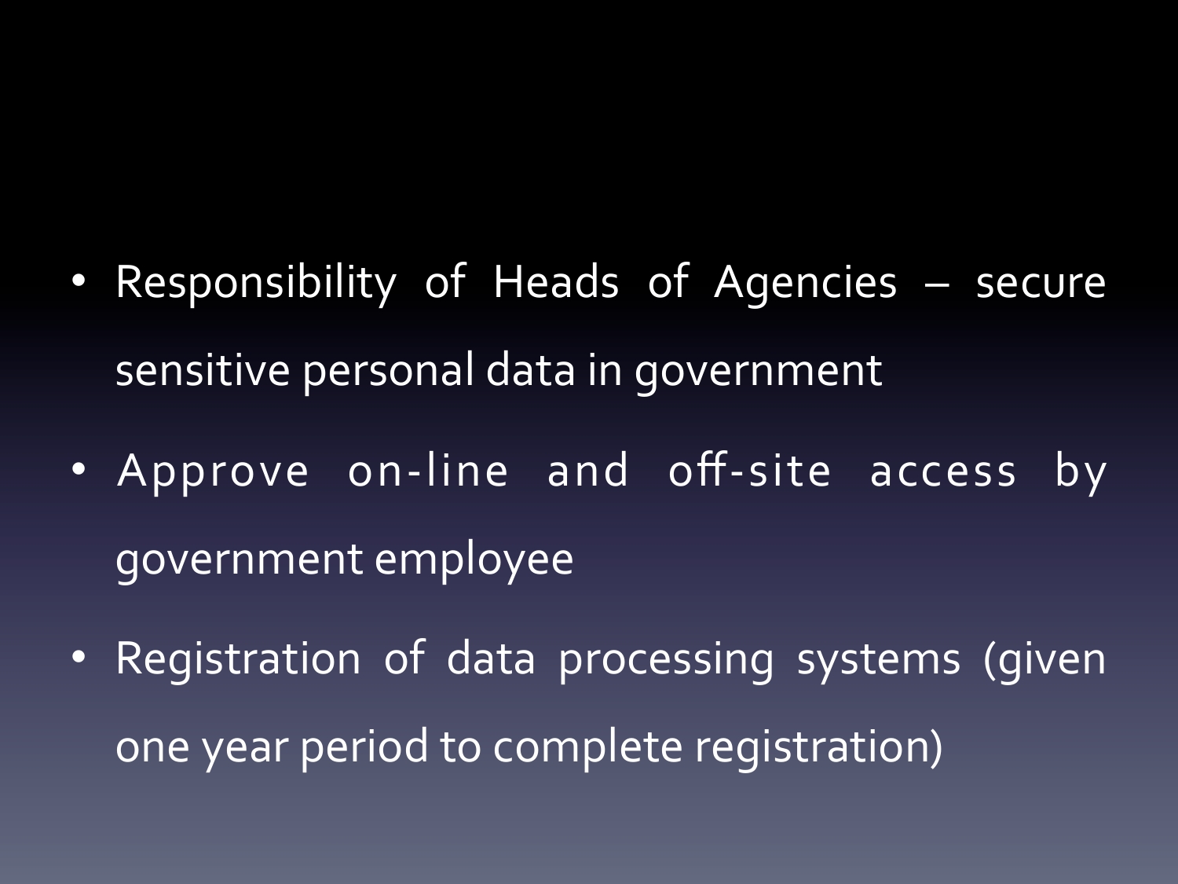- Responsibility of Heads of Agencies – secure sensitive personal data in government
- Approve on-line and off-site access by government employee
- Registration of data processing systems (given one year period to complete registration)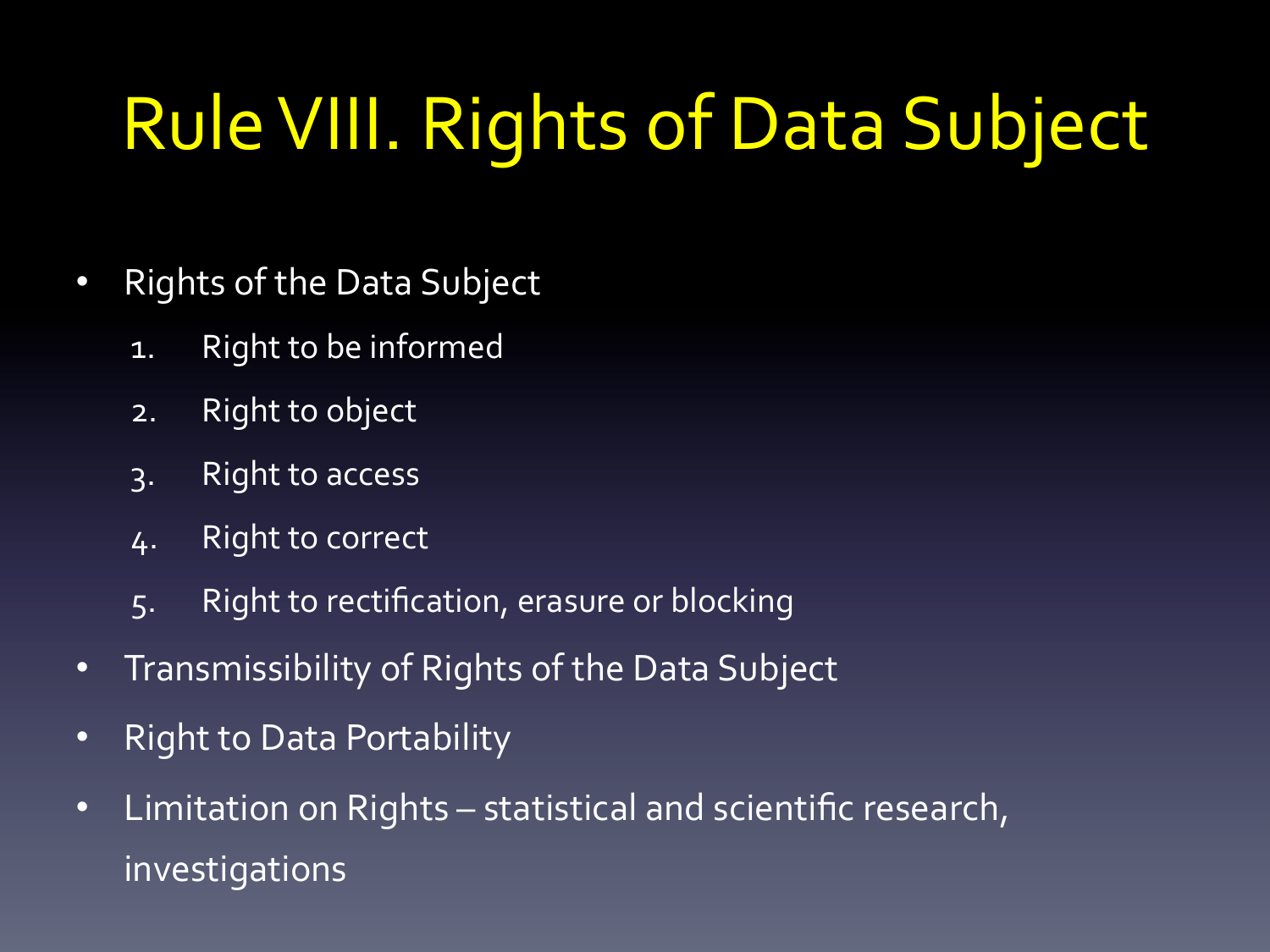# Rule VIII. Rights of Data Subject

- Rights of the Data Subject
  1. Right to be informed
  2. Right to object
  3. Right to access
  4. Right to correct
  5. Right to rectification, erasure or blocking
- Transmissibility of Rights of the Data Subject
- Right to Data Portability
- Limitation on Rights – statistical and scientific research, investigations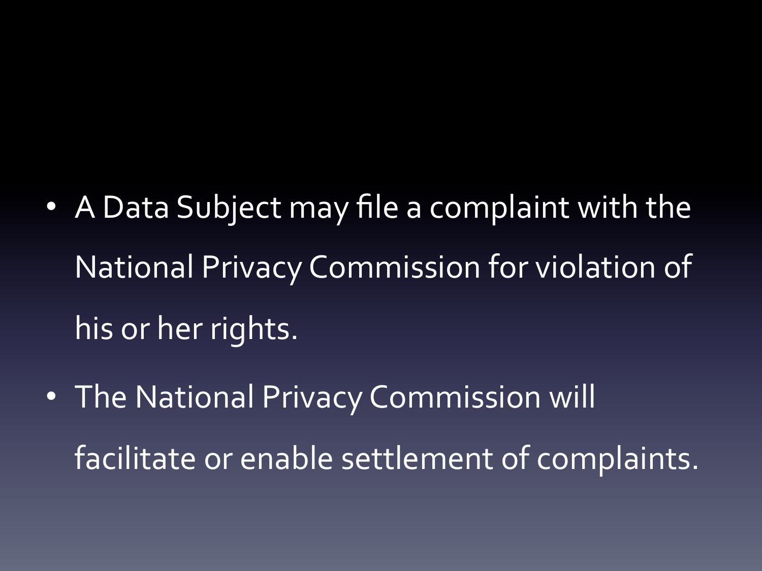- A Data Subject may file a complaint with the National Privacy Commission for violation of his or her rights.
- The National Privacy Commission will facilitate or enable settlement of complaints.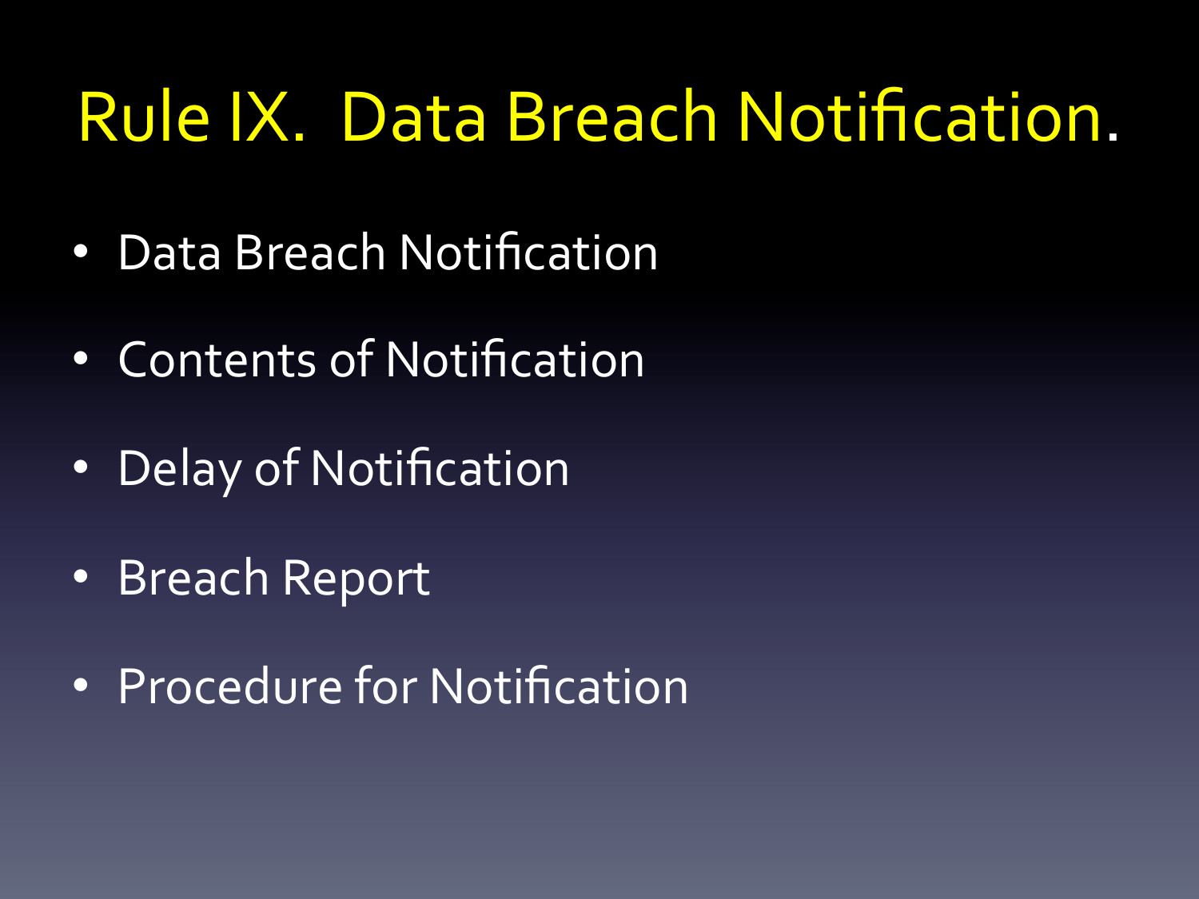# Rule IX. Data Breach Notification.

- Data Breach Notification
- Contents of Notification
- Delay of Notification
- Breach Report
- Procedure for Notification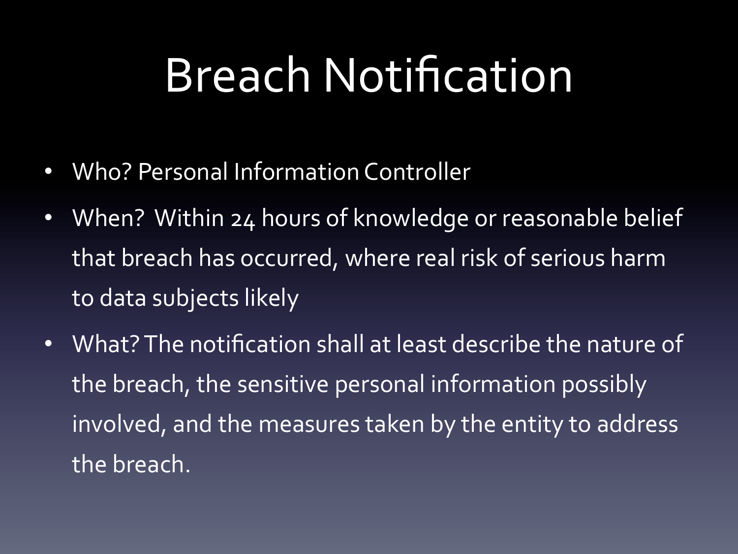# Breach Notification

- Who? Personal Information Controller
- When? Within 24 hours of knowledge or reasonable belief that breach has occurred, where real risk of serious harm to data subjects likely
- What? The notification shall at least describe the nature of the breach, the sensitive personal information possibly involved, and the measures taken by the entity to address the breach.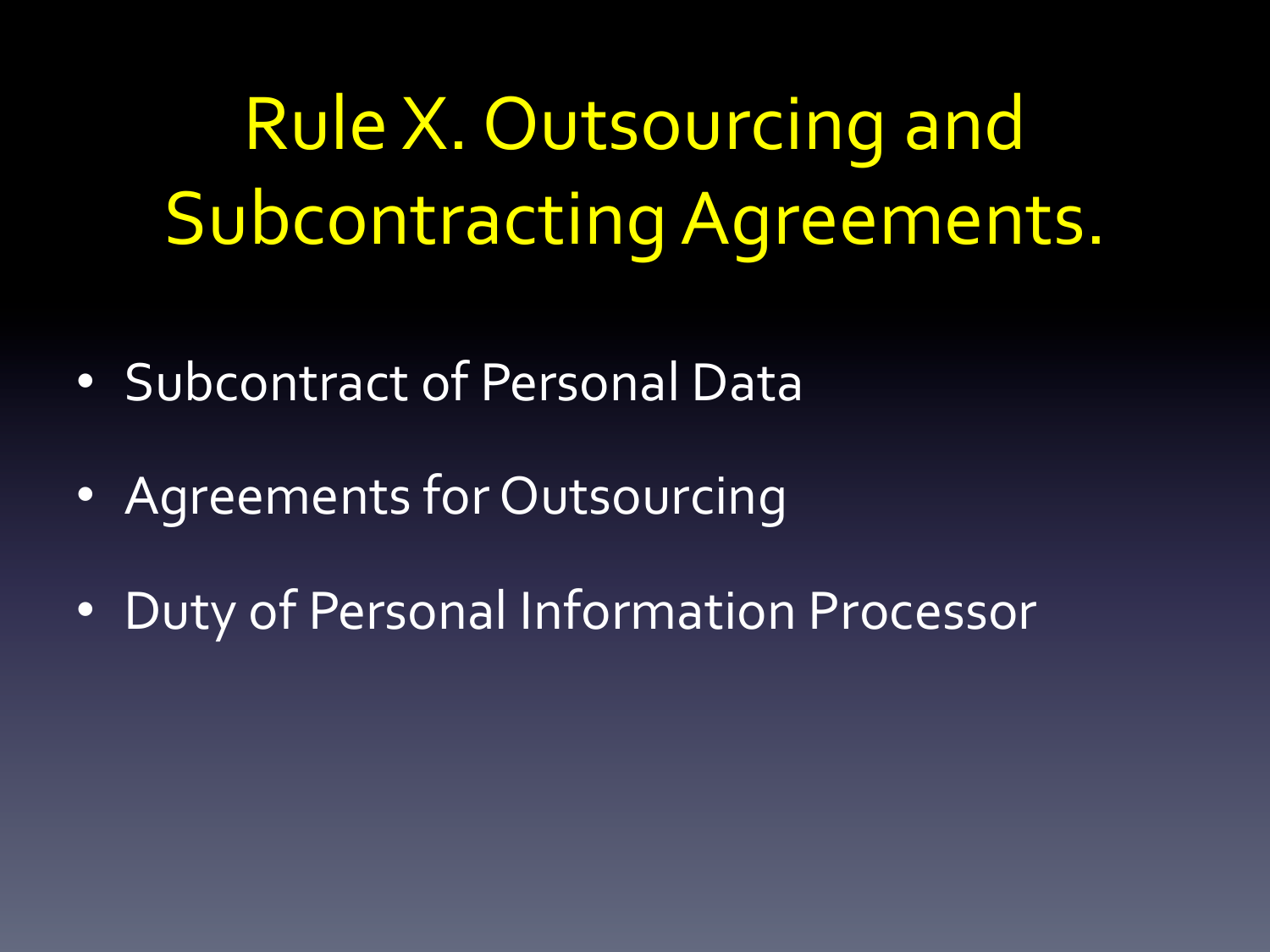# Rule X. Outsourcing and Subcontracting Agreements.

- Subcontract of Personal Data
- Agreements for Outsourcing
- Duty of Personal Information Processor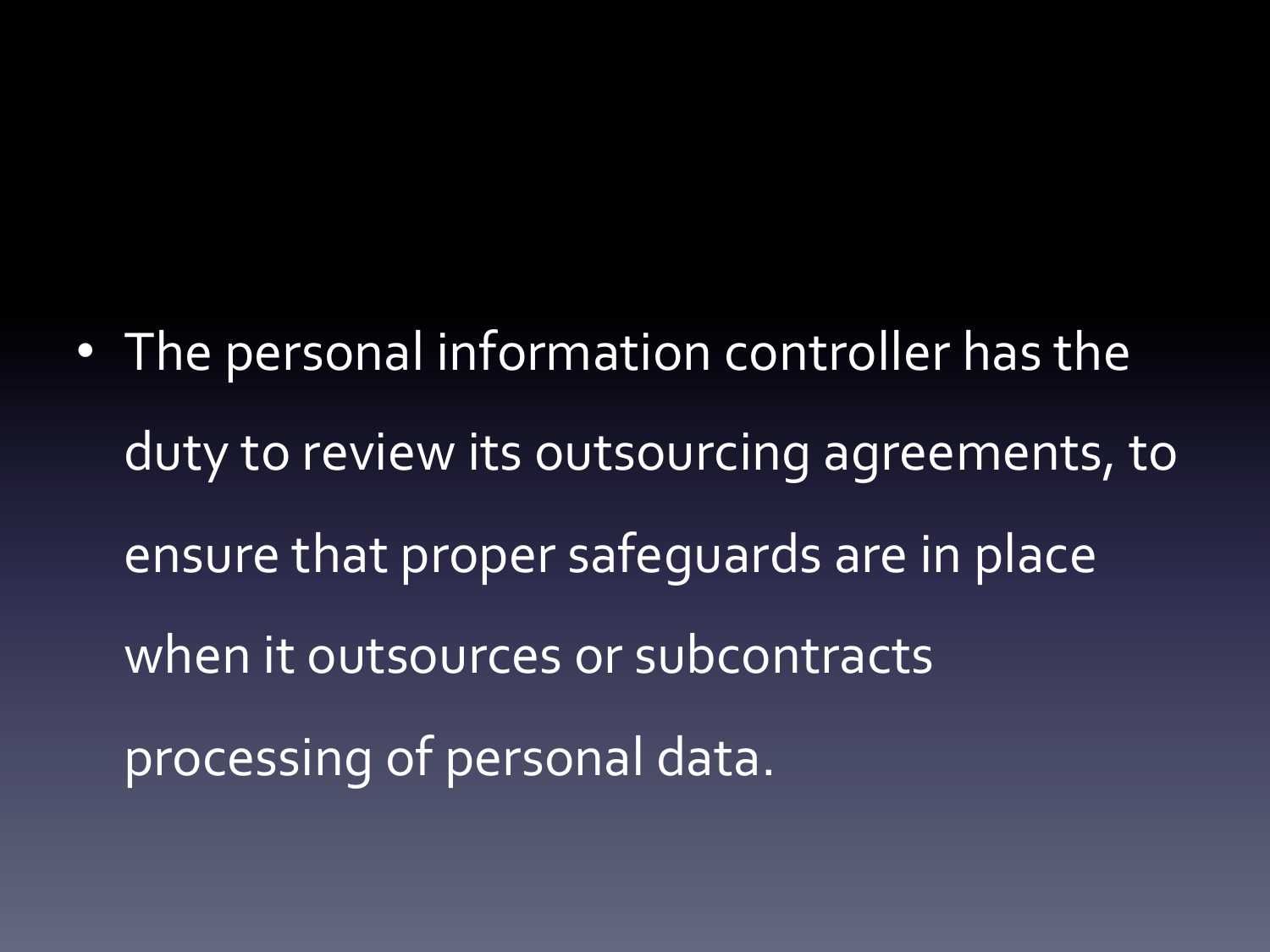- The personal information controller has the duty to review its outsourcing agreements, to ensure that proper safeguards are in place when it outsources or subcontracts processing of personal data.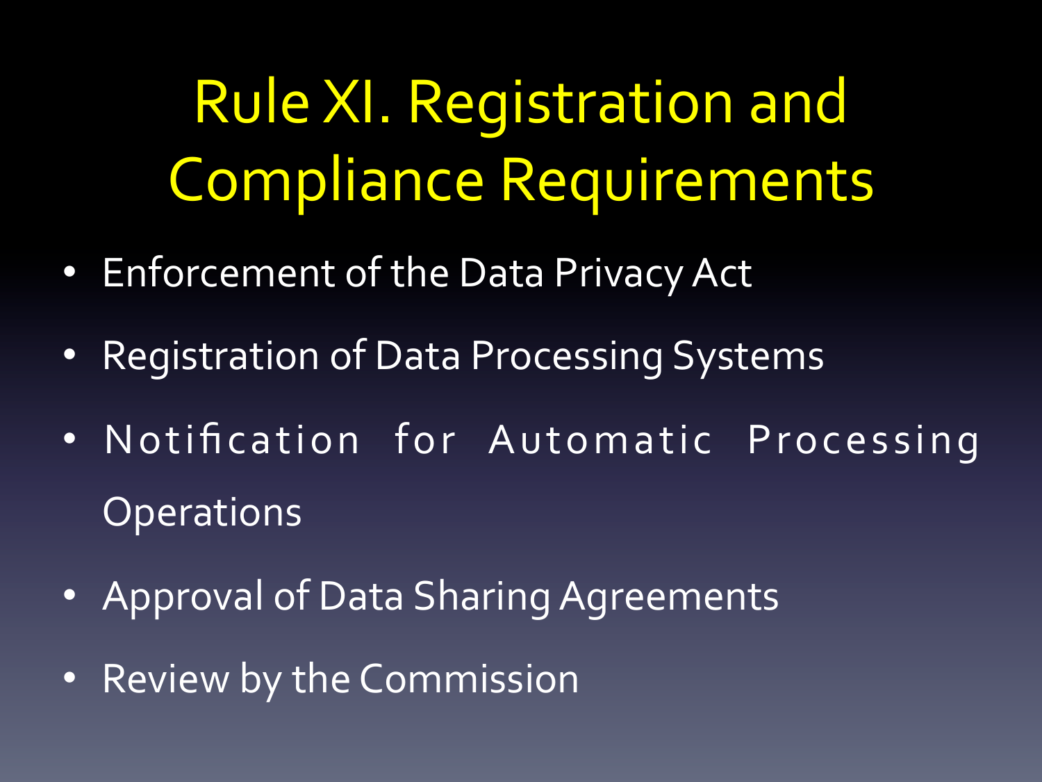# Rule XI. Registration and Compliance Requirements

- Enforcement of the Data Privacy Act
- Registration of Data Processing Systems
- Notification for Automatic Processing Operations
- Approval of Data Sharing Agreements
- Review by the Commission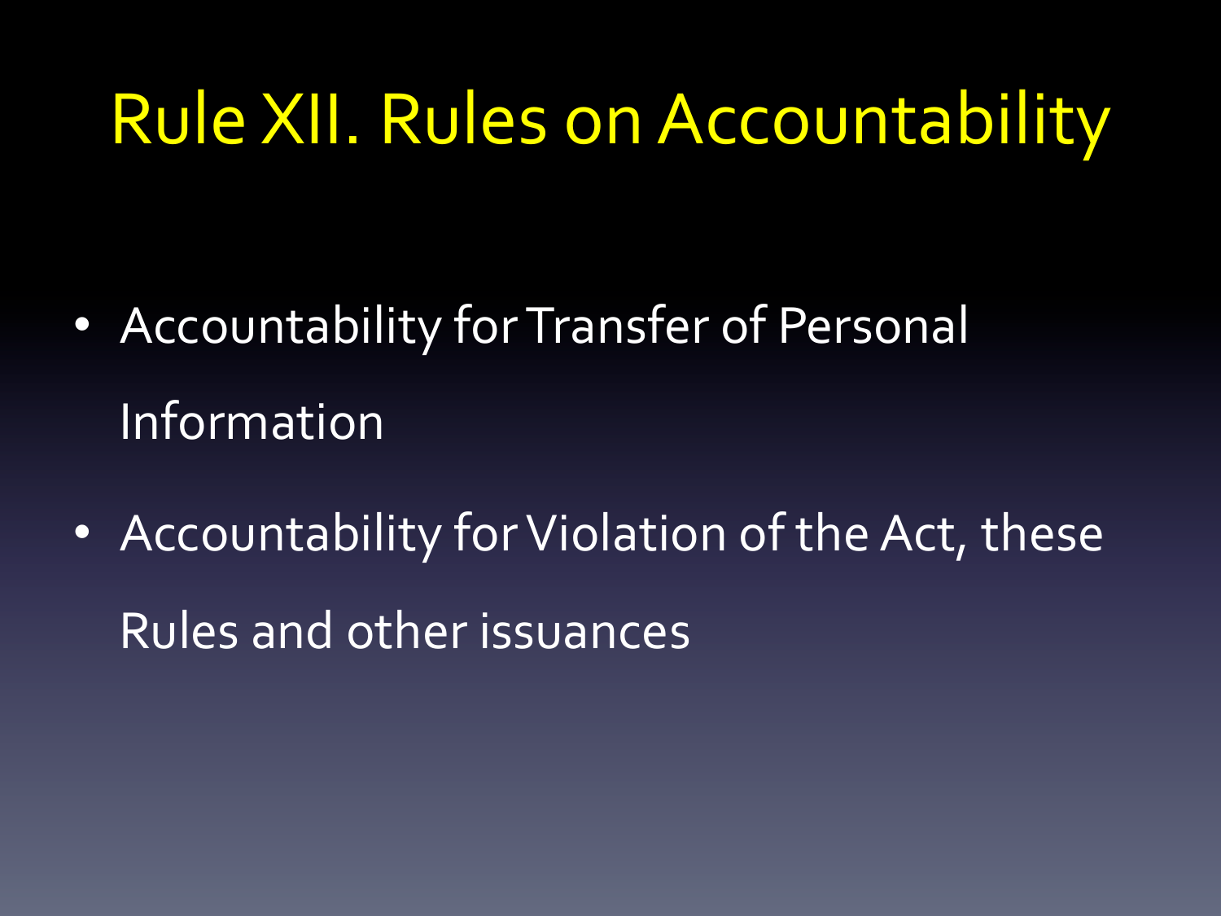# Rule XII. Rules on Accountability

- Accountability for Transfer of Personal Information
- Accountability for Violation of the Act, these Rules and other issuances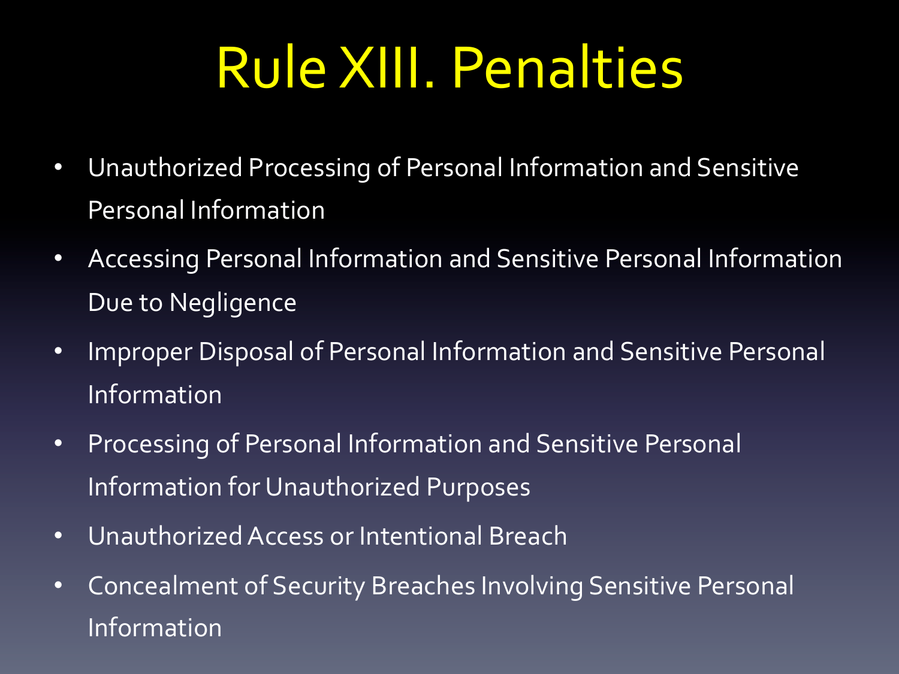# Rule XIII. Penalties

- Unauthorized Processing of Personal Information and Sensitive Personal Information
- Accessing Personal Information and Sensitive Personal Information Due to Negligence
- Improper Disposal of Personal Information and Sensitive Personal Information
- Processing of Personal Information and Sensitive Personal Information for Unauthorized Purposes
- Unauthorized Access or Intentional Breach
- Concealment of Security Breaches Involving Sensitive Personal Information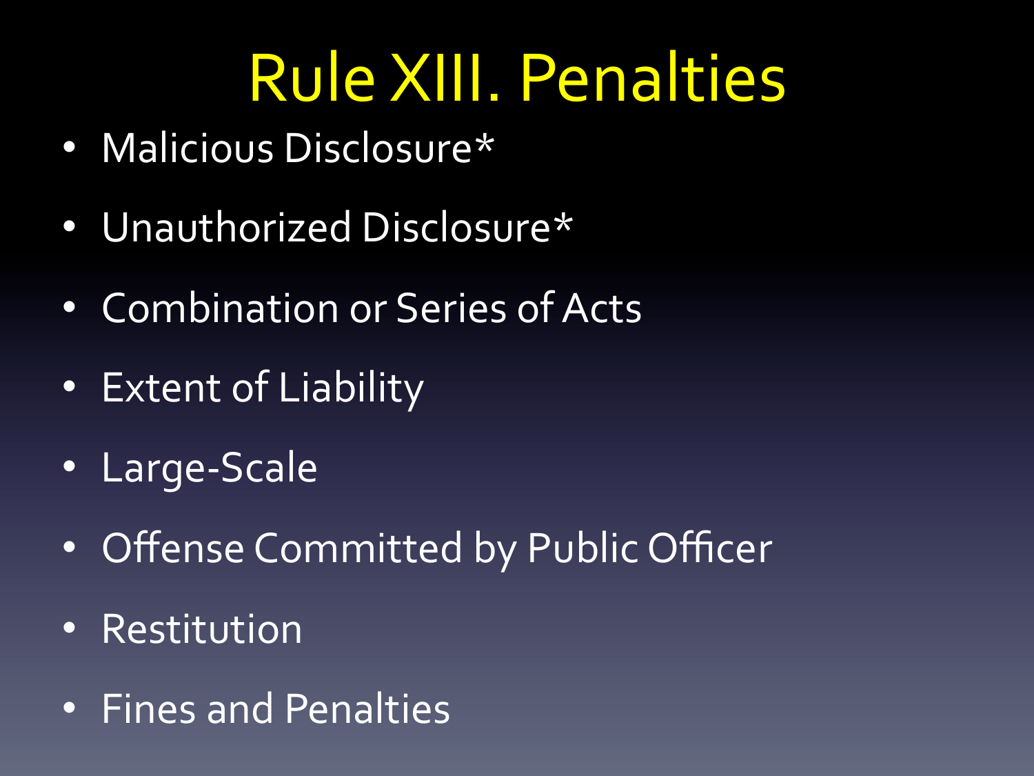# Rule XIII. Penalties

- Malicious Disclosure*
- Unauthorized Disclosure*
- Combination or Series of Acts
- Extent of Liability
- Large-Scale
- Offense Committed by Public Officer
- Restitution
- Fines and Penalties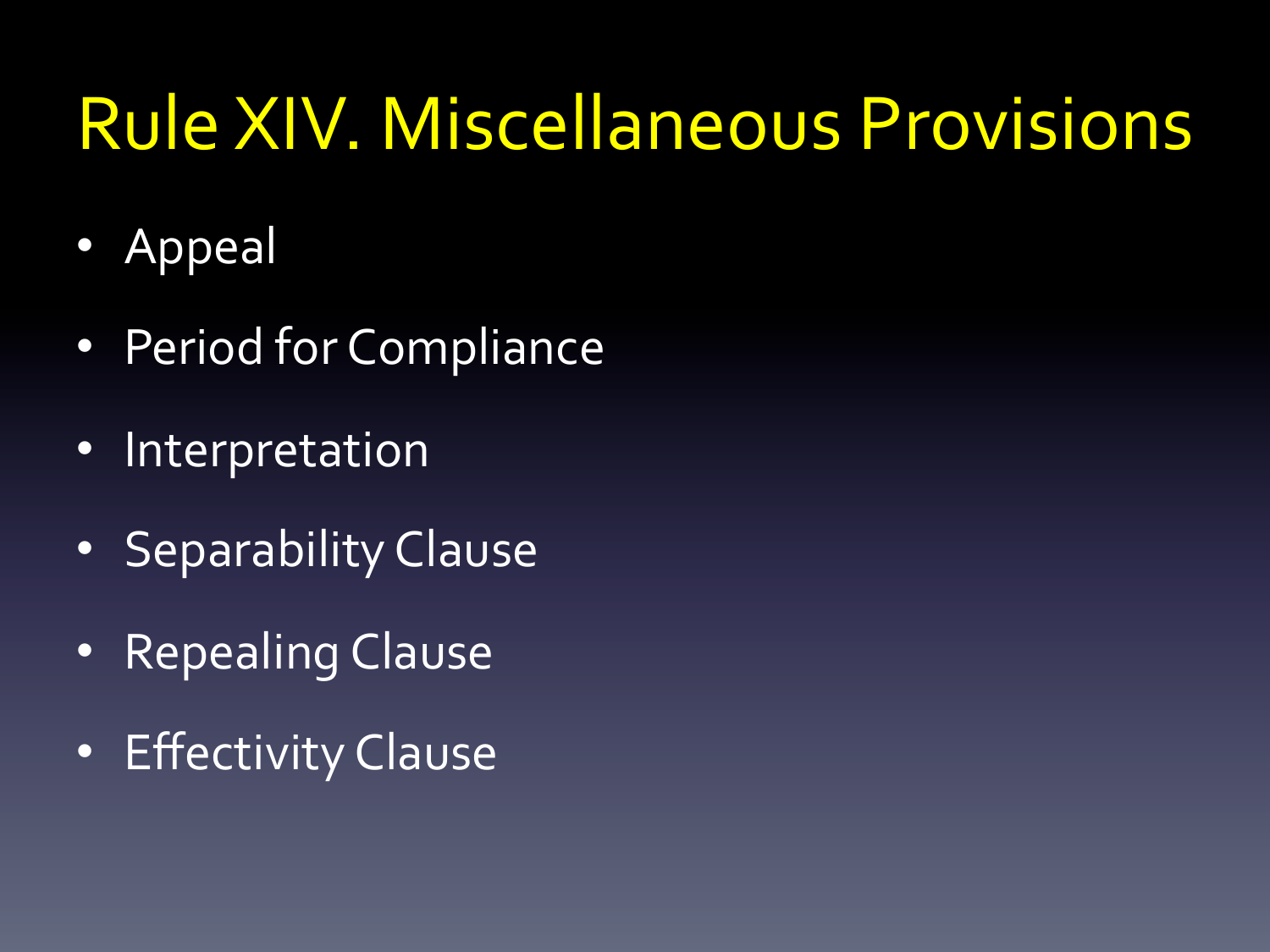# Rule XIV. Miscellaneous Provisions

- Appeal
- Period for Compliance
- Interpretation
- Separability Clause
- Repealing Clause
- Effectivity Clause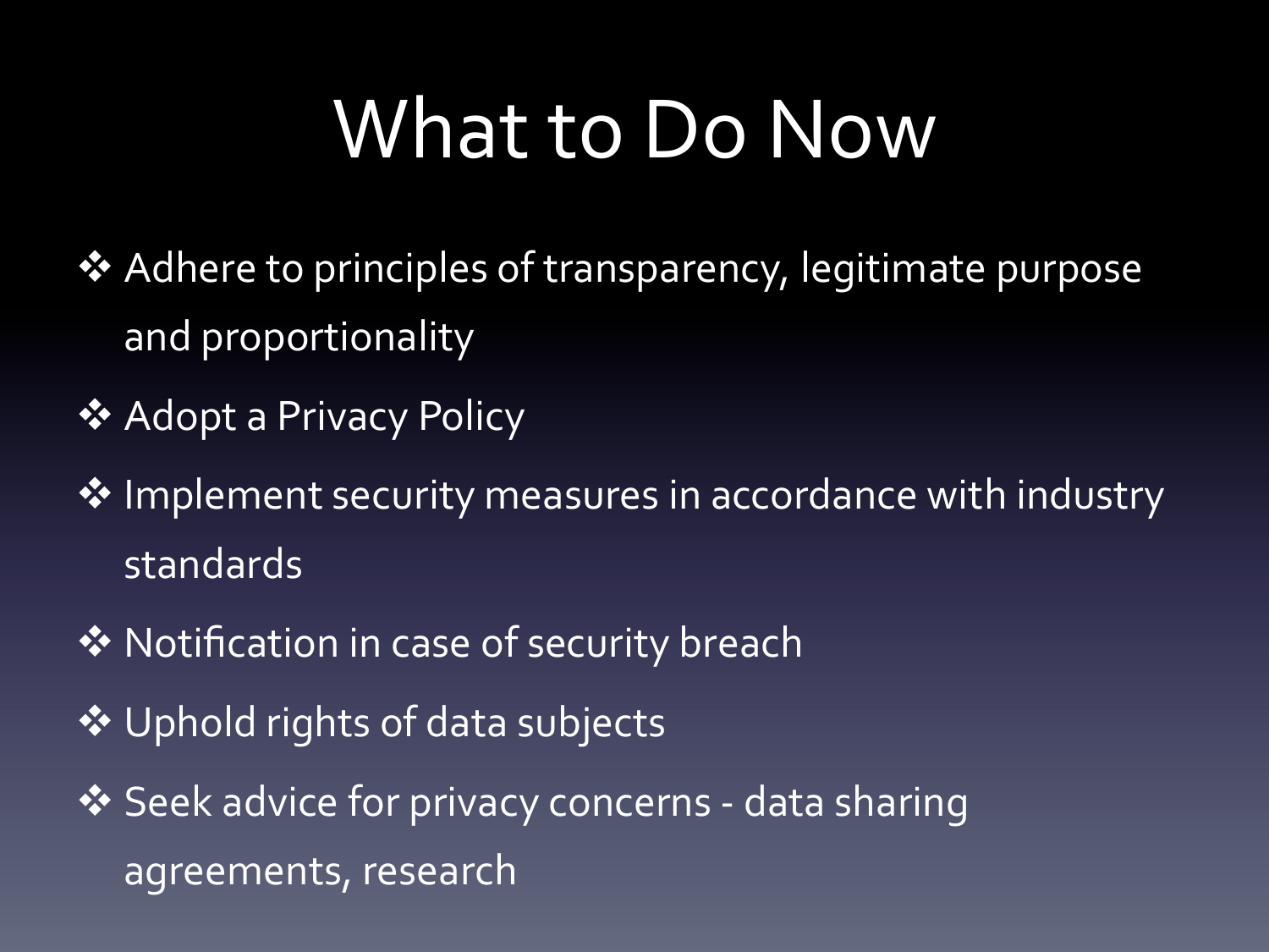# What to Do Now

- Adhere to principles of transparency, legitimate purpose and proportionality
- Adopt a Privacy Policy
- Implement security measures in accordance with industry standards
- Notification in case of security breach
- Uphold rights of data subjects
- Seek advice for privacy concerns - data sharing agreements, research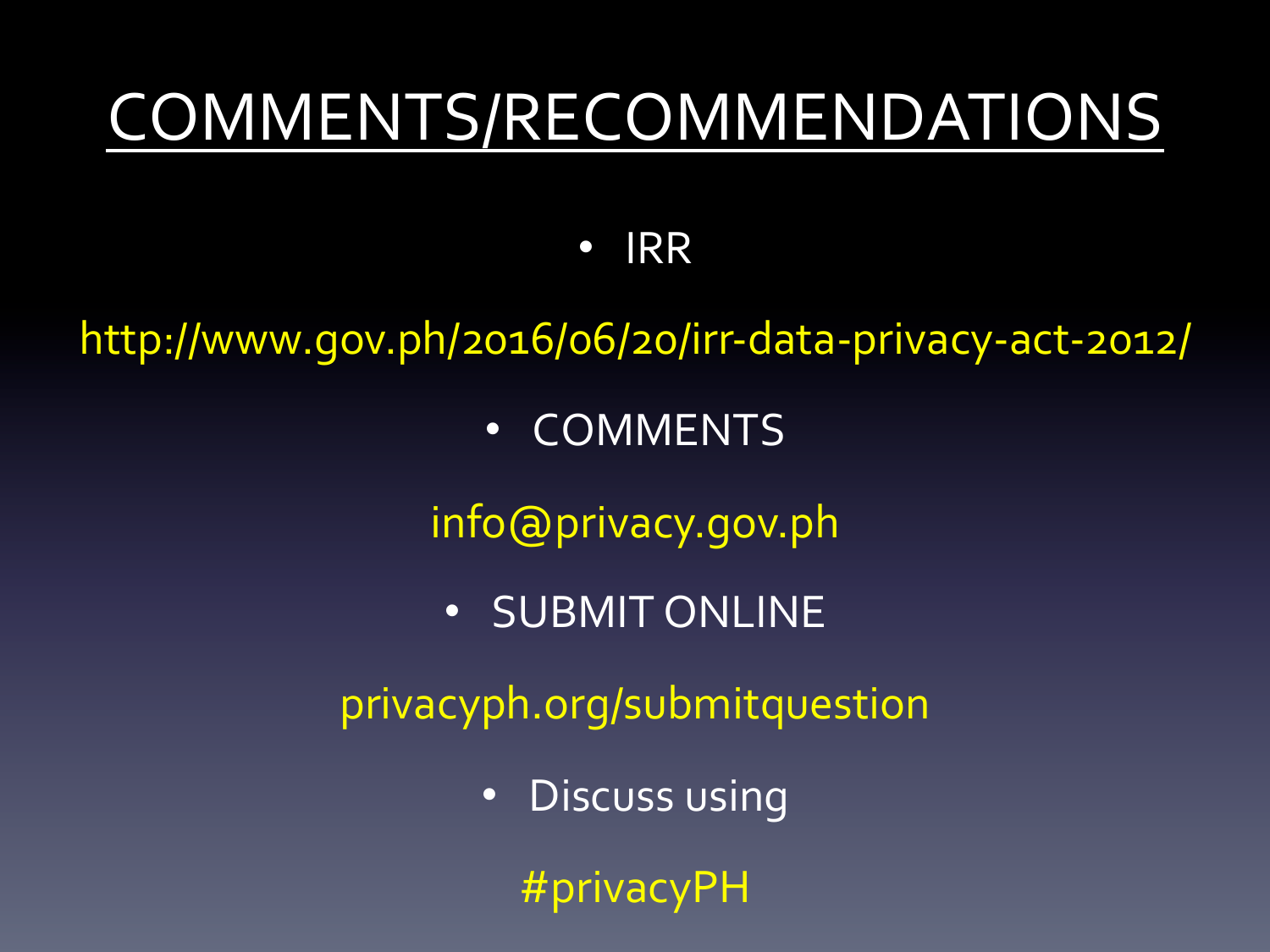# COMMENTS/RECOMMENDATIONS

- IRR

http://www.gov.ph/2016/06/20/irr-data-privacy-act-2012/

- COMMENTS

info@privacy.gov.ph

- SUBMIT ONLINE

privacyph.org/submitquestion

- Discuss using

#privacyPH